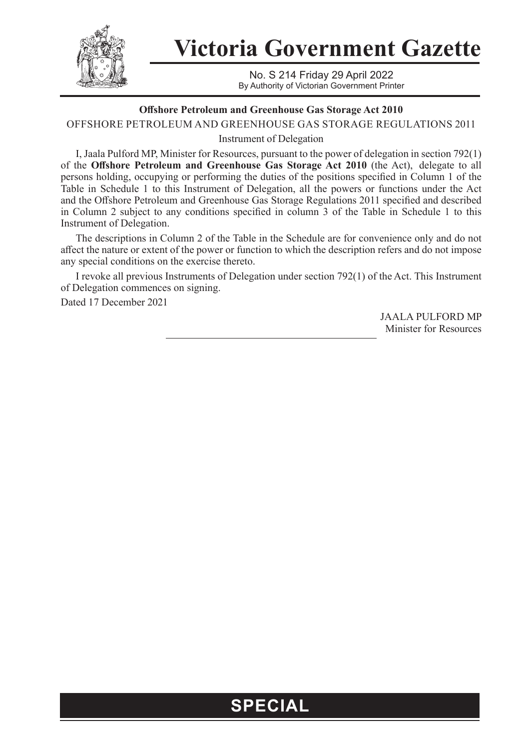# Victoria Government Gazette

No. S 214 Friday 29 April 2022
By Authority of Victorian Government Printer

**Offshore Petroleum and Greenhouse Gas Storage Act 2010**

OFFSHORE PETROLEUM AND GREENHOUSE GAS STORAGE REGULATIONS 2011

Instrument of Delegation

I, Jaala Pulford MP, Minister for Resources, pursuant to the power of delegation in section 792(1) of the **Offshore Petroleum and Greenhouse Gas Storage Act 2010** (the Act), delegate to all persons holding, occupying or performing the duties of the positions specified in Column 1 of the Table in Schedule 1 to this Instrument of Delegation, all the powers or functions under the Act and the Offshore Petroleum and Greenhouse Gas Storage Regulations 2011 specified and described in Column 2 subject to any conditions specified in column 3 of the Table in Schedule 1 to this Instrument of Delegation.

The descriptions in Column 2 of the Table in the Schedule are for convenience only and do not affect the nature or extent of the power or function to which the description refers and do not impose any special conditions on the exercise thereto.

I revoke all previous Instruments of Delegation under section 792(1) of the Act. This Instrument of Delegation commences on signing.

Dated 17 December 2021

JAALA PULFORD MP
Minister for Resources

**SPECIAL**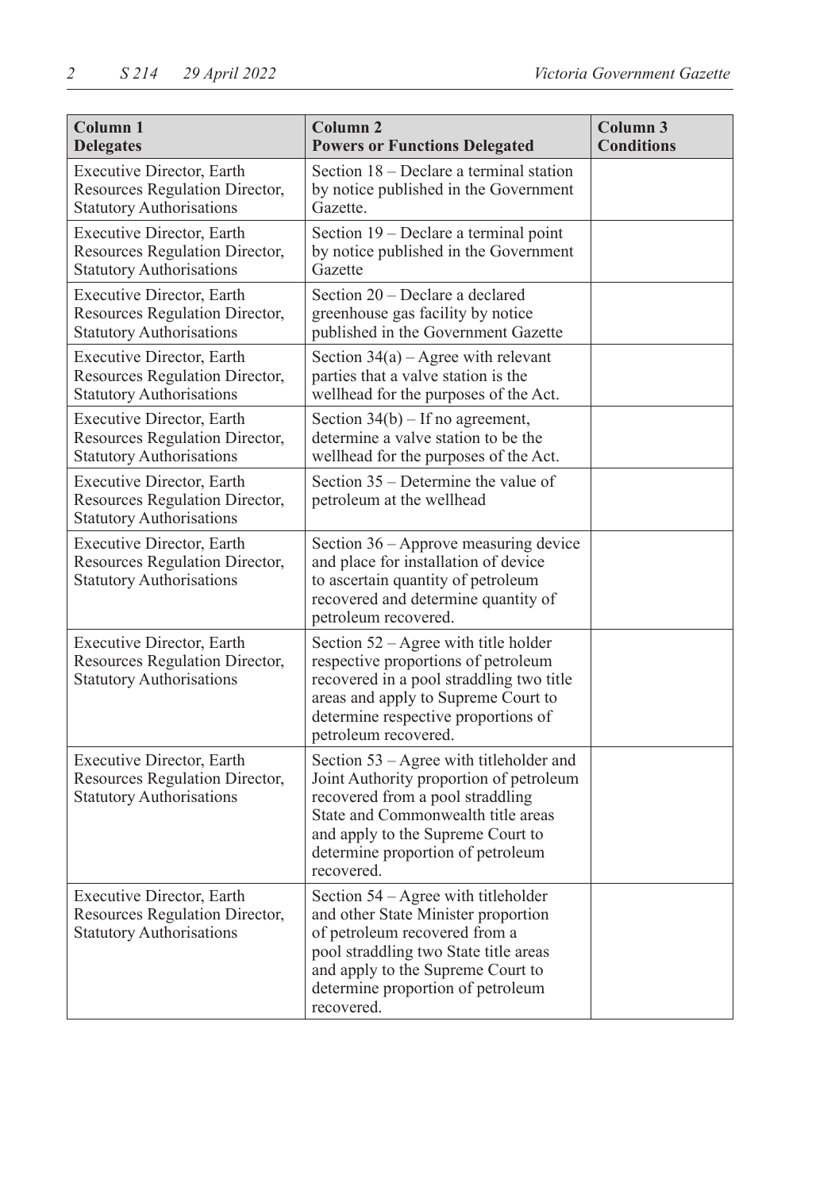| Column 1<br>Delegates | Column 2<br>Powers or Functions Delegated | Column 3<br>Conditions |
|---|---|---|
| Executive Director, Earth Resources Regulation Director, Statutory Authorisations | Section 18 – Declare a terminal station by notice published in the Government Gazette. | |
| Executive Director, Earth Resources Regulation Director, Statutory Authorisations | Section 19 – Declare a terminal point by notice published in the Government Gazette | |
| Executive Director, Earth Resources Regulation Director, Statutory Authorisations | Section 20 – Declare a declared greenhouse gas facility by notice published in the Government Gazette | |
| Executive Director, Earth Resources Regulation Director, Statutory Authorisations | Section 34(a) – Agree with relevant parties that a valve station is the wellhead for the purposes of the Act. | |
| Executive Director, Earth Resources Regulation Director, Statutory Authorisations | Section 34(b) – If no agreement, determine a valve station to be the wellhead for the purposes of the Act. | |
| Executive Director, Earth Resources Regulation Director, Statutory Authorisations | Section 35 – Determine the value of petroleum at the wellhead | |
| Executive Director, Earth Resources Regulation Director, Statutory Authorisations | Section 36 – Approve measuring device and place for installation of device to ascertain quantity of petroleum recovered and determine quantity of petroleum recovered. | |
| Executive Director, Earth Resources Regulation Director, Statutory Authorisations | Section 52 – Agree with title holder respective proportions of petroleum recovered in a pool straddling two title areas and apply to Supreme Court to determine respective proportions of petroleum recovered. | |
| Executive Director, Earth Resources Regulation Director, Statutory Authorisations | Section 53 – Agree with titleholder and Joint Authority proportion of petroleum recovered from a pool straddling State and Commonwealth title areas and apply to the Supreme Court to determine proportion of petroleum recovered. | |
| Executive Director, Earth Resources Regulation Director, Statutory Authorisations | Section 54 – Agree with titleholder and other State Minister proportion of petroleum recovered from a pool straddling two State title areas and apply to the Supreme Court to determine proportion of petroleum recovered. | |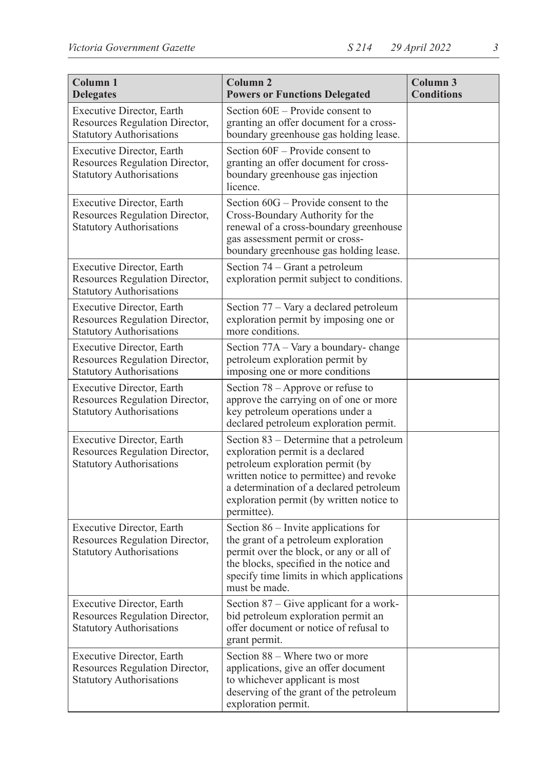| Column 1<br>Delegates | Column 2<br>Powers or Functions Delegated | Column 3<br>Conditions |
|---|---|---|
| Executive Director, Earth Resources Regulation Director, Statutory Authorisations | Section 60E – Provide consent to granting an offer document for a cross-boundary greenhouse gas holding lease. | |
| Executive Director, Earth Resources Regulation Director, Statutory Authorisations | Section 60F – Provide consent to granting an offer document for cross-boundary greenhouse gas injection licence. | |
| Executive Director, Earth Resources Regulation Director, Statutory Authorisations | Section 60G – Provide consent to the Cross-Boundary Authority for the renewal of a cross-boundary greenhouse gas assessment permit or cross-boundary greenhouse gas holding lease. | |
| Executive Director, Earth Resources Regulation Director, Statutory Authorisations | Section 74 – Grant a petroleum exploration permit subject to conditions. | |
| Executive Director, Earth Resources Regulation Director, Statutory Authorisations | Section 77 – Vary a declared petroleum exploration permit by imposing one or more conditions. | |
| Executive Director, Earth Resources Regulation Director, Statutory Authorisations | Section 77A – Vary a boundary- change petroleum exploration permit by imposing one or more conditions | |
| Executive Director, Earth Resources Regulation Director, Statutory Authorisations | Section 78 – Approve or refuse to approve the carrying on of one or more key petroleum operations under a declared petroleum exploration permit. | |
| Executive Director, Earth Resources Regulation Director, Statutory Authorisations | Section 83 – Determine that a petroleum exploration permit is a declared petroleum exploration permit (by written notice to permittee) and revoke a determination of a declared petroleum exploration permit (by written notice to permittee). | |
| Executive Director, Earth Resources Regulation Director, Statutory Authorisations | Section 86 – Invite applications for the grant of a petroleum exploration permit over the block, or any or all of the blocks, specified in the notice and specify time limits in which applications must be made. | |
| Executive Director, Earth Resources Regulation Director, Statutory Authorisations | Section 87 – Give applicant for a work-bid petroleum exploration permit an offer document or notice of refusal to grant permit. | |
| Executive Director, Earth Resources Regulation Director, Statutory Authorisations | Section 88 – Where two or more applications, give an offer document to whichever applicant is most deserving of the grant of the petroleum exploration permit. | |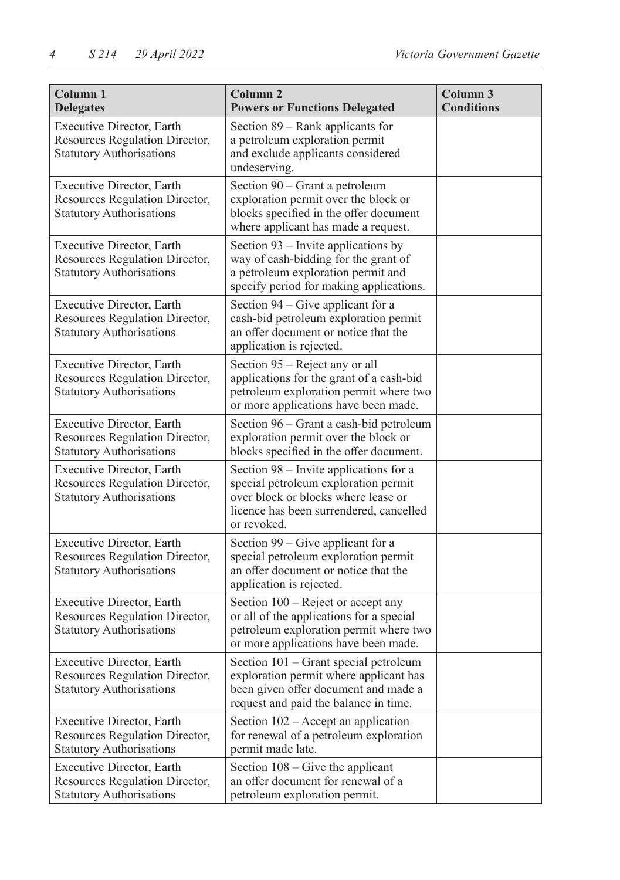| Column 1<br>Delegates | Column 2<br>Powers or Functions Delegated | Column 3<br>Conditions |
|---|---|---|
| Executive Director, Earth Resources Regulation Director, Statutory Authorisations | Section 89 – Rank applicants for a petroleum exploration permit and exclude applicants considered undeserving. | |
| Executive Director, Earth Resources Regulation Director, Statutory Authorisations | Section 90 – Grant a petroleum exploration permit over the block or blocks specified in the offer document where applicant has made a request. | |
| Executive Director, Earth Resources Regulation Director, Statutory Authorisations | Section 93 – Invite applications by way of cash-bidding for the grant of a petroleum exploration permit and specify period for making applications. | |
| Executive Director, Earth Resources Regulation Director, Statutory Authorisations | Section 94 – Give applicant for a cash-bid petroleum exploration permit an offer document or notice that the application is rejected. | |
| Executive Director, Earth Resources Regulation Director, Statutory Authorisations | Section 95 – Reject any or all applications for the grant of a cash-bid petroleum exploration permit where two or more applications have been made. | |
| Executive Director, Earth Resources Regulation Director, Statutory Authorisations | Section 96 – Grant a cash-bid petroleum exploration permit over the block or blocks specified in the offer document. | |
| Executive Director, Earth Resources Regulation Director, Statutory Authorisations | Section 98 – Invite applications for a special petroleum exploration permit over block or blocks where lease or licence has been surrendered, cancelled or revoked. | |
| Executive Director, Earth Resources Regulation Director, Statutory Authorisations | Section 99 – Give applicant for a special petroleum exploration permit an offer document or notice that the application is rejected. | |
| Executive Director, Earth Resources Regulation Director, Statutory Authorisations | Section 100 – Reject or accept any or all of the applications for a special petroleum exploration permit where two or more applications have been made. | |
| Executive Director, Earth Resources Regulation Director, Statutory Authorisations | Section 101 – Grant special petroleum exploration permit where applicant has been given offer document and made a request and paid the balance in time. | |
| Executive Director, Earth Resources Regulation Director, Statutory Authorisations | Section 102 – Accept an application for renewal of a petroleum exploration permit made late. | |
| Executive Director, Earth Resources Regulation Director, Statutory Authorisations | Section 108 – Give the applicant an offer document for renewal of a petroleum exploration permit. | |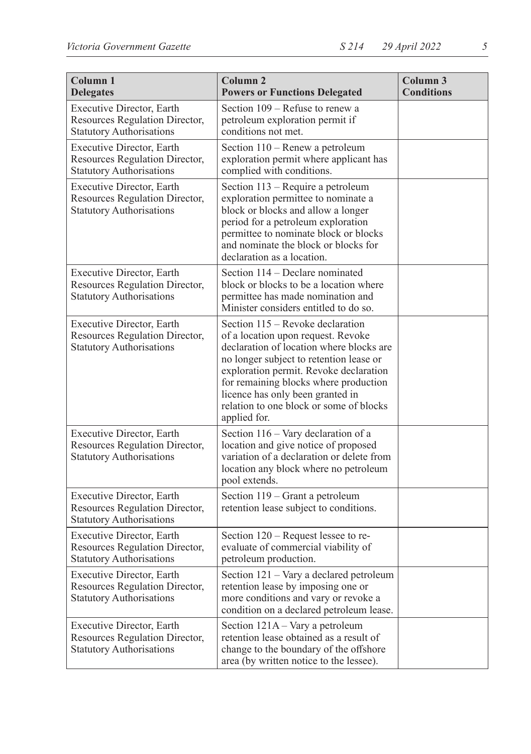| Column 1 Delegates | Column 2 Powers or Functions Delegated | Column 3 Conditions |
|---|---|---|
| Executive Director, Earth Resources Regulation Director, Statutory Authorisations | Section 109 – Refuse to renew a petroleum exploration permit if conditions not met. | |
| Executive Director, Earth Resources Regulation Director, Statutory Authorisations | Section 110 – Renew a petroleum exploration permit where applicant has complied with conditions. | |
| Executive Director, Earth Resources Regulation Director, Statutory Authorisations | Section 113 – Require a petroleum exploration permittee to nominate a block or blocks and allow a longer period for a petroleum exploration permittee to nominate block or blocks and nominate the block or blocks for declaration as a location. | |
| Executive Director, Earth Resources Regulation Director, Statutory Authorisations | Section 114 – Declare nominated block or blocks to be a location where permittee has made nomination and Minister considers entitled to do so. | |
| Executive Director, Earth Resources Regulation Director, Statutory Authorisations | Section 115 – Revoke declaration of a location upon request. Revoke declaration of location where blocks are no longer subject to retention lease or exploration permit. Revoke declaration for remaining blocks where production licence has only been granted in relation to one block or some of blocks applied for. | |
| Executive Director, Earth Resources Regulation Director, Statutory Authorisations | Section 116 – Vary declaration of a location and give notice of proposed variation of a declaration or delete from location any block where no petroleum pool extends. | |
| Executive Director, Earth Resources Regulation Director, Statutory Authorisations | Section 119 – Grant a petroleum retention lease subject to conditions. | |
| Executive Director, Earth Resources Regulation Director, Statutory Authorisations | Section 120 – Request lessee to re-evaluate of commercial viability of petroleum production. | |
| Executive Director, Earth Resources Regulation Director, Statutory Authorisations | Section 121 – Vary a declared petroleum retention lease by imposing one or more conditions and vary or revoke a condition on a declared petroleum lease. | |
| Executive Director, Earth Resources Regulation Director, Statutory Authorisations | Section 121A – Vary a petroleum retention lease obtained as a result of change to the boundary of the offshore area (by written notice to the lessee). | |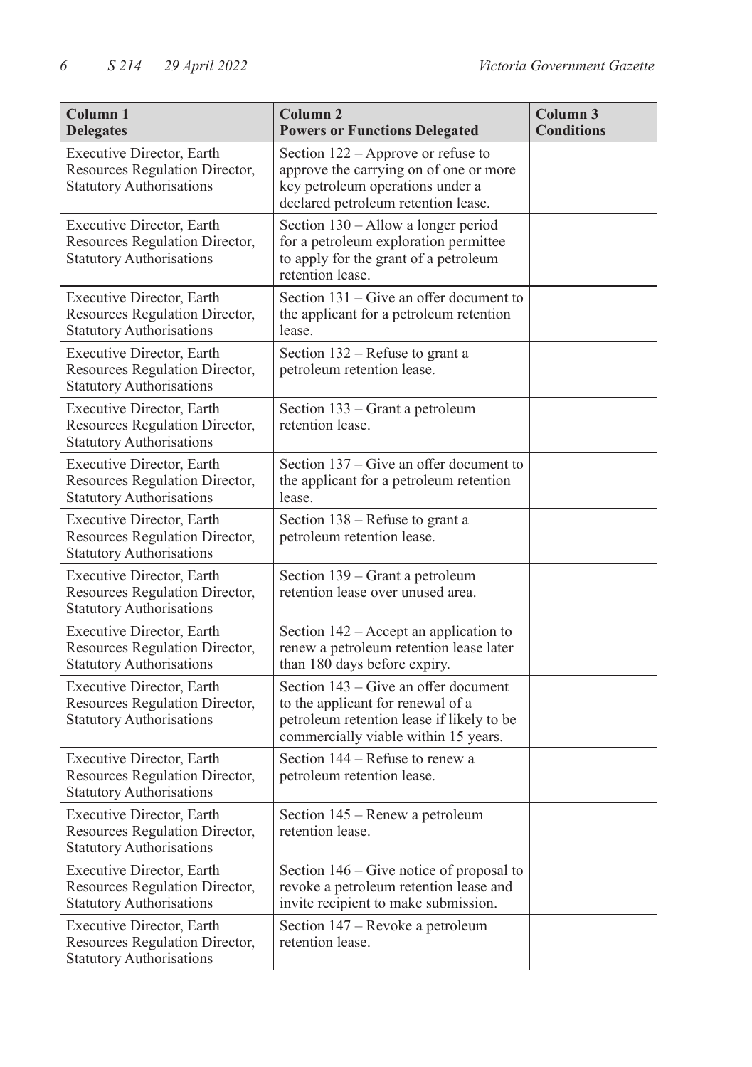| Column 1<br>Delegates | Column 2<br>Powers or Functions Delegated | Column 3<br>Conditions |
|---|---|---|
| Executive Director, Earth Resources Regulation Director, Statutory Authorisations | Section 122 – Approve or refuse to approve the carrying on of one or more key petroleum operations under a declared petroleum retention lease. | |
| Executive Director, Earth Resources Regulation Director, Statutory Authorisations | Section 130 – Allow a longer period for a petroleum exploration permittee to apply for the grant of a petroleum retention lease. | |
| Executive Director, Earth Resources Regulation Director, Statutory Authorisations | Section 131 – Give an offer document to the applicant for a petroleum retention lease. | |
| Executive Director, Earth Resources Regulation Director, Statutory Authorisations | Section 132 – Refuse to grant a petroleum retention lease. | |
| Executive Director, Earth Resources Regulation Director, Statutory Authorisations | Section 133 – Grant a petroleum retention lease. | |
| Executive Director, Earth Resources Regulation Director, Statutory Authorisations | Section 137 – Give an offer document to the applicant for a petroleum retention lease. | |
| Executive Director, Earth Resources Regulation Director, Statutory Authorisations | Section 138 – Refuse to grant a petroleum retention lease. | |
| Executive Director, Earth Resources Regulation Director, Statutory Authorisations | Section 139 – Grant a petroleum retention lease over unused area. | |
| Executive Director, Earth Resources Regulation Director, Statutory Authorisations | Section 142 – Accept an application to renew a petroleum retention lease later than 180 days before expiry. | |
| Executive Director, Earth Resources Regulation Director, Statutory Authorisations | Section 143 – Give an offer document to the applicant for renewal of a petroleum retention lease if likely to be commercially viable within 15 years. | |
| Executive Director, Earth Resources Regulation Director, Statutory Authorisations | Section 144 – Refuse to renew a petroleum retention lease. | |
| Executive Director, Earth Resources Regulation Director, Statutory Authorisations | Section 145 – Renew a petroleum retention lease. | |
| Executive Director, Earth Resources Regulation Director, Statutory Authorisations | Section 146 – Give notice of proposal to revoke a petroleum retention lease and invite recipient to make submission. | |
| Executive Director, Earth Resources Regulation Director, Statutory Authorisations | Section 147 – Revoke a petroleum retention lease. | |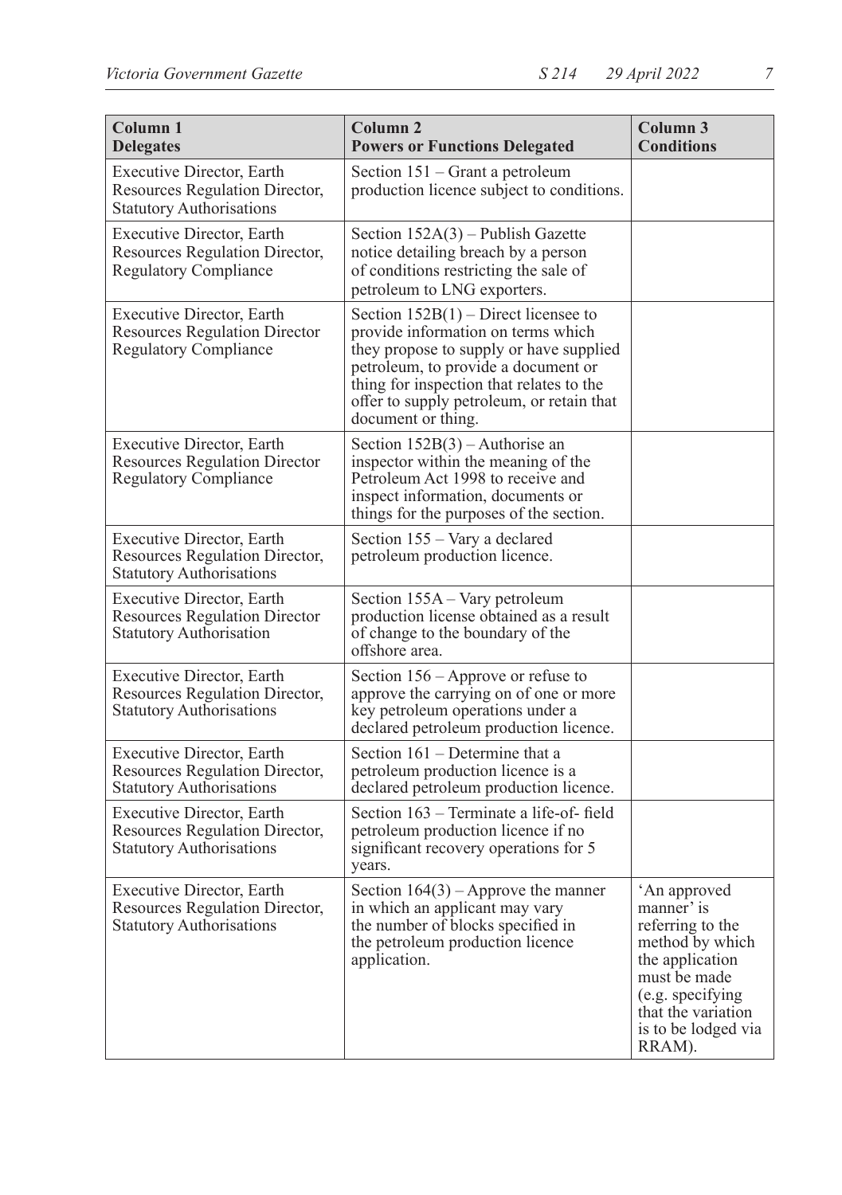| Column 1 Delegates | Column 2 Powers or Functions Delegated | Column 3 Conditions |
|---|---|---|
| Executive Director, Earth Resources Regulation Director, Statutory Authorisations | Section 151 – Grant a petroleum production licence subject to conditions. | |
| Executive Director, Earth Resources Regulation Director, Regulatory Compliance | Section 152A(3) – Publish Gazette notice detailing breach by a person of conditions restricting the sale of petroleum to LNG exporters. | |
| Executive Director, Earth Resources Regulation Director Regulatory Compliance | Section 152B(1) – Direct licensee to provide information on terms which they propose to supply or have supplied petroleum, to provide a document or thing for inspection that relates to the offer to supply petroleum, or retain that document or thing. | |
| Executive Director, Earth Resources Regulation Director Regulatory Compliance | Section 152B(3) – Authorise an inspector within the meaning of the Petroleum Act 1998 to receive and inspect information, documents or things for the purposes of the section. | |
| Executive Director, Earth Resources Regulation Director, Statutory Authorisations | Section 155 – Vary a declared petroleum production licence. | |
| Executive Director, Earth Resources Regulation Director Statutory Authorisation | Section 155A – Vary petroleum production license obtained as a result of change to the boundary of the offshore area. | |
| Executive Director, Earth Resources Regulation Director, Statutory Authorisations | Section 156 – Approve or refuse to approve the carrying on of one or more key petroleum operations under a declared petroleum production licence. | |
| Executive Director, Earth Resources Regulation Director, Statutory Authorisations | Section 161 – Determine that a petroleum production licence is a declared petroleum production licence. | |
| Executive Director, Earth Resources Regulation Director, Statutory Authorisations | Section 163 – Terminate a life-of- field petroleum production licence if no significant recovery operations for 5 years. | |
| Executive Director, Earth Resources Regulation Director, Statutory Authorisations | Section 164(3) – Approve the manner in which an applicant may vary the number of blocks specified in the petroleum production licence application. | 'An approved manner' is referring to the method by which the application must be made (e.g. specifying that the variation is to be lodged via RRAM). |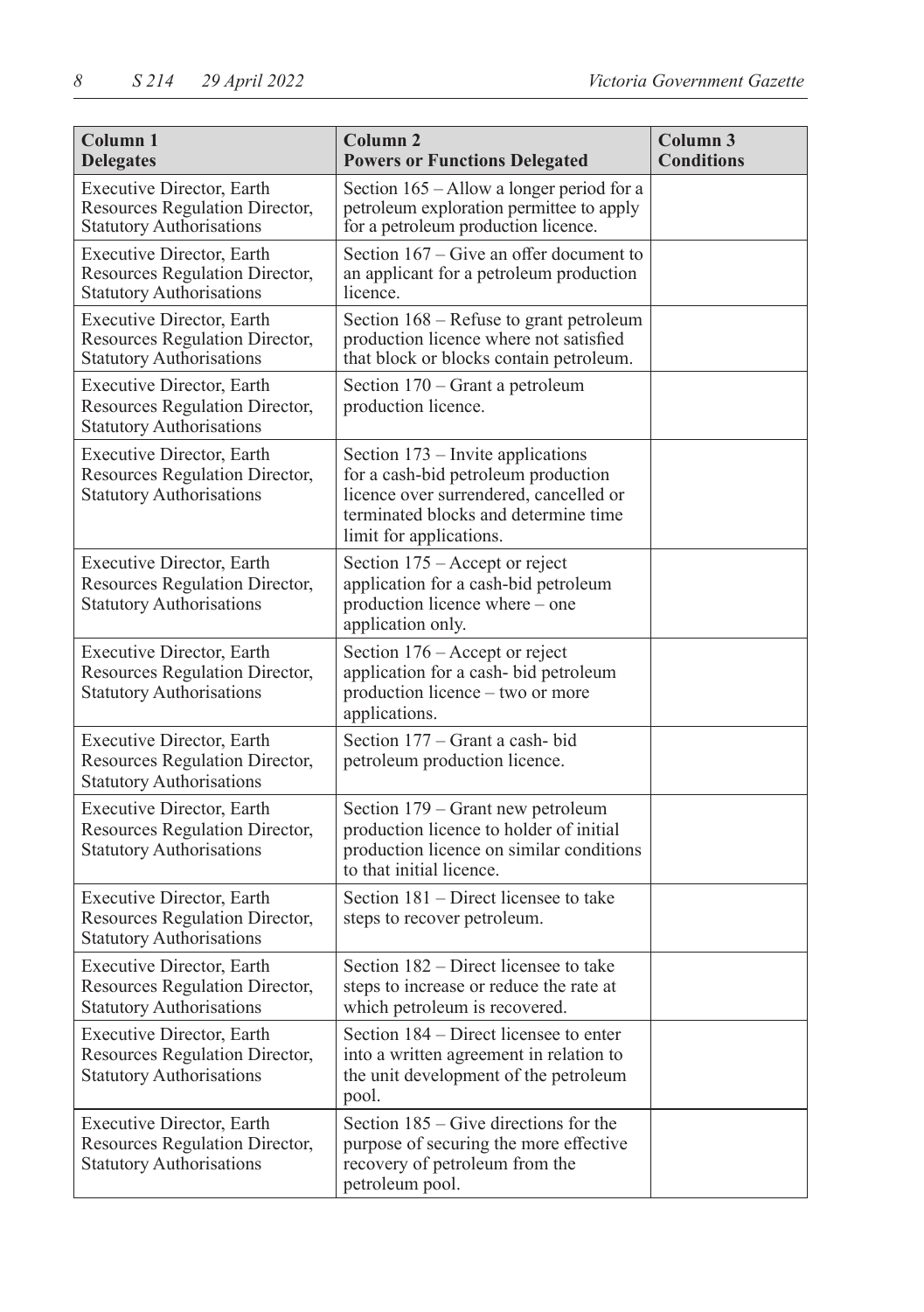| Column 1<br>Delegates | Column 2<br>Powers or Functions Delegated | Column 3<br>Conditions |
|---|---|---|
| Executive Director, Earth Resources Regulation Director, Statutory Authorisations | Section 165 – Allow a longer period for a petroleum exploration permittee to apply for a petroleum production licence. | |
| Executive Director, Earth Resources Regulation Director, Statutory Authorisations | Section 167 – Give an offer document to an applicant for a petroleum production licence. | |
| Executive Director, Earth Resources Regulation Director, Statutory Authorisations | Section 168 – Refuse to grant petroleum production licence where not satisfied that block or blocks contain petroleum. | |
| Executive Director, Earth Resources Regulation Director, Statutory Authorisations | Section 170 – Grant a petroleum production licence. | |
| Executive Director, Earth Resources Regulation Director, Statutory Authorisations | Section 173 – Invite applications for a cash-bid petroleum production licence over surrendered, cancelled or terminated blocks and determine time limit for applications. | |
| Executive Director, Earth Resources Regulation Director, Statutory Authorisations | Section 175 – Accept or reject application for a cash-bid petroleum production licence where – one application only. | |
| Executive Director, Earth Resources Regulation Director, Statutory Authorisations | Section 176 – Accept or reject application for a cash- bid petroleum production licence – two or more applications. | |
| Executive Director, Earth Resources Regulation Director, Statutory Authorisations | Section 177 – Grant a cash- bid petroleum production licence. | |
| Executive Director, Earth Resources Regulation Director, Statutory Authorisations | Section 179 – Grant new petroleum production licence to holder of initial production licence on similar conditions to that initial licence. | |
| Executive Director, Earth Resources Regulation Director, Statutory Authorisations | Section 181 – Direct licensee to take steps to recover petroleum. | |
| Executive Director, Earth Resources Regulation Director, Statutory Authorisations | Section 182 – Direct licensee to take steps to increase or reduce the rate at which petroleum is recovered. | |
| Executive Director, Earth Resources Regulation Director, Statutory Authorisations | Section 184 – Direct licensee to enter into a written agreement in relation to the unit development of the petroleum pool. | |
| Executive Director, Earth Resources Regulation Director, Statutory Authorisations | Section 185 – Give directions for the purpose of securing the more effective recovery of petroleum from the petroleum pool. | |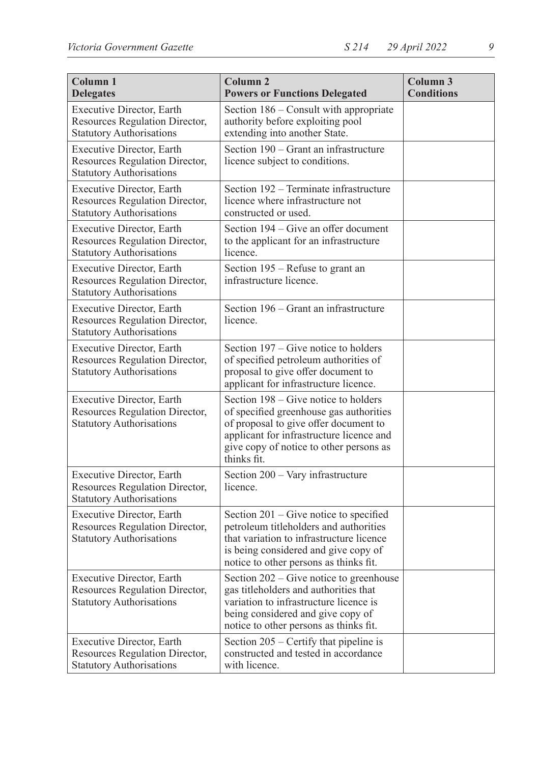| Column 1<br>Delegates | Column 2<br>Powers or Functions Delegated | Column 3<br>Conditions |
|---|---|---|
| Executive Director, Earth Resources Regulation Director, Statutory Authorisations | Section 186 – Consult with appropriate authority before exploiting pool extending into another State. | |
| Executive Director, Earth Resources Regulation Director, Statutory Authorisations | Section 190 – Grant an infrastructure licence subject to conditions. | |
| Executive Director, Earth Resources Regulation Director, Statutory Authorisations | Section 192 – Terminate infrastructure licence where infrastructure not constructed or used. | |
| Executive Director, Earth Resources Regulation Director, Statutory Authorisations | Section 194 – Give an offer document to the applicant for an infrastructure licence. | |
| Executive Director, Earth Resources Regulation Director, Statutory Authorisations | Section 195 – Refuse to grant an infrastructure licence. | |
| Executive Director, Earth Resources Regulation Director, Statutory Authorisations | Section 196 – Grant an infrastructure licence. | |
| Executive Director, Earth Resources Regulation Director, Statutory Authorisations | Section 197 – Give notice to holders of specified petroleum authorities of proposal to give offer document to applicant for infrastructure licence. | |
| Executive Director, Earth Resources Regulation Director, Statutory Authorisations | Section 198 – Give notice to holders of specified greenhouse gas authorities of proposal to give offer document to applicant for infrastructure licence and give copy of notice to other persons as thinks fit. | |
| Executive Director, Earth Resources Regulation Director, Statutory Authorisations | Section 200 – Vary infrastructure licence. | |
| Executive Director, Earth Resources Regulation Director, Statutory Authorisations | Section 201 – Give notice to specified petroleum titleholders and authorities that variation to infrastructure licence is being considered and give copy of notice to other persons as thinks fit. | |
| Executive Director, Earth Resources Regulation Director, Statutory Authorisations | Section 202 – Give notice to greenhouse gas titleholders and authorities that variation to infrastructure licence is being considered and give copy of notice to other persons as thinks fit. | |
| Executive Director, Earth Resources Regulation Director, Statutory Authorisations | Section 205 – Certify that pipeline is constructed and tested in accordance with licence. | |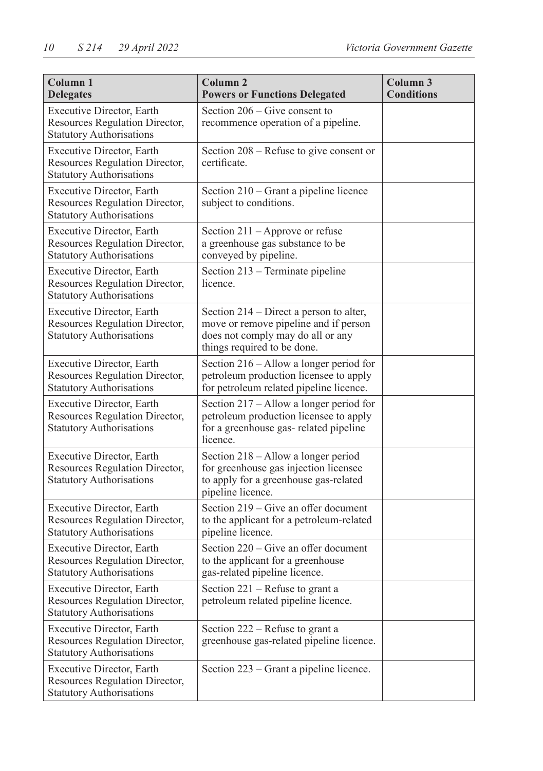| Column 1<br>Delegates | Column 2<br>Powers or Functions Delegated | Column 3<br>Conditions |
|---|---|---|
| Executive Director, Earth Resources Regulation Director, Statutory Authorisations | Section 206 – Give consent to recommence operation of a pipeline. | |
| Executive Director, Earth Resources Regulation Director, Statutory Authorisations | Section 208 – Refuse to give consent or certificate. | |
| Executive Director, Earth Resources Regulation Director, Statutory Authorisations | Section 210 – Grant a pipeline licence subject to conditions. | |
| Executive Director, Earth Resources Regulation Director, Statutory Authorisations | Section 211 – Approve or refuse a greenhouse gas substance to be conveyed by pipeline. | |
| Executive Director, Earth Resources Regulation Director, Statutory Authorisations | Section 213 – Terminate pipeline licence. | |
| Executive Director, Earth Resources Regulation Director, Statutory Authorisations | Section 214 – Direct a person to alter, move or remove pipeline and if person does not comply may do all or any things required to be done. | |
| Executive Director, Earth Resources Regulation Director, Statutory Authorisations | Section 216 – Allow a longer period for petroleum production licensee to apply for petroleum related pipeline licence. | |
| Executive Director, Earth Resources Regulation Director, Statutory Authorisations | Section 217 – Allow a longer period for petroleum production licensee to apply for a greenhouse gas- related pipeline licence. | |
| Executive Director, Earth Resources Regulation Director, Statutory Authorisations | Section 218 – Allow a longer period for greenhouse gas injection licensee to apply for a greenhouse gas-related pipeline licence. | |
| Executive Director, Earth Resources Regulation Director, Statutory Authorisations | Section 219 – Give an offer document to the applicant for a petroleum-related pipeline licence. | |
| Executive Director, Earth Resources Regulation Director, Statutory Authorisations | Section 220 – Give an offer document to the applicant for a greenhouse gas-related pipeline licence. | |
| Executive Director, Earth Resources Regulation Director, Statutory Authorisations | Section 221 – Refuse to grant a petroleum related pipeline licence. | |
| Executive Director, Earth Resources Regulation Director, Statutory Authorisations | Section 222 – Refuse to grant a greenhouse gas-related pipeline licence. | |
| Executive Director, Earth Resources Regulation Director, Statutory Authorisations | Section 223 – Grant a pipeline licence. | |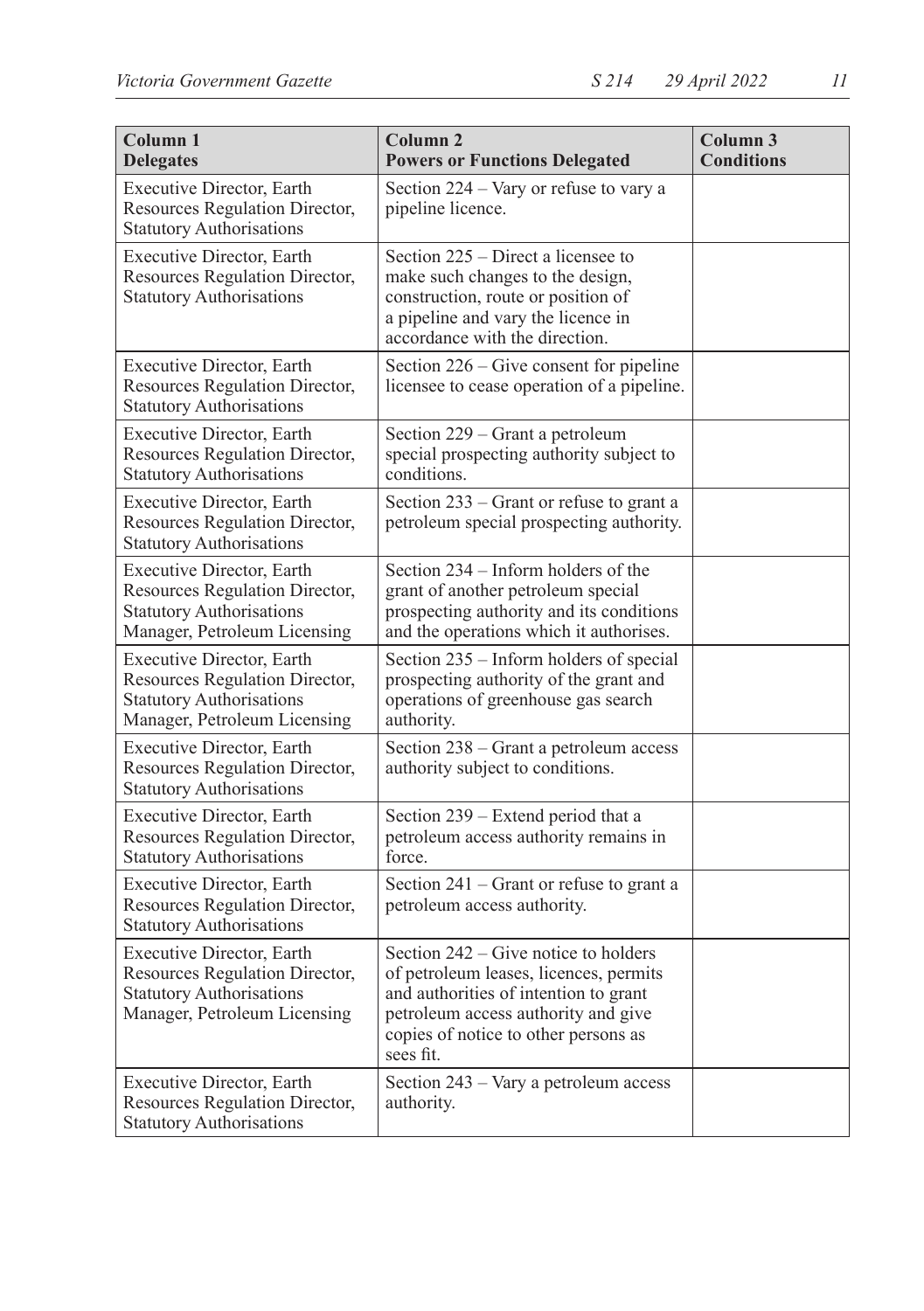| Column 1<br>Delegates | Column 2<br>Powers or Functions Delegated | Column 3<br>Conditions |
|---|---|---|
| Executive Director, Earth Resources Regulation Director, Statutory Authorisations | Section 224 – Vary or refuse to vary a pipeline licence. | |
| Executive Director, Earth Resources Regulation Director, Statutory Authorisations | Section 225 – Direct a licensee to make such changes to the design, construction, route or position of a pipeline and vary the licence in accordance with the direction. | |
| Executive Director, Earth Resources Regulation Director, Statutory Authorisations | Section 226 – Give consent for pipeline licensee to cease operation of a pipeline. | |
| Executive Director, Earth Resources Regulation Director, Statutory Authorisations | Section 229 – Grant a petroleum special prospecting authority subject to conditions. | |
| Executive Director, Earth Resources Regulation Director, Statutory Authorisations | Section 233 – Grant or refuse to grant a petroleum special prospecting authority. | |
| Executive Director, Earth Resources Regulation Director, Statutory Authorisations Manager, Petroleum Licensing | Section 234 – Inform holders of the grant of another petroleum special prospecting authority and its conditions and the operations which it authorises. | |
| Executive Director, Earth Resources Regulation Director, Statutory Authorisations Manager, Petroleum Licensing | Section 235 – Inform holders of special prospecting authority of the grant and operations of greenhouse gas search authority. | |
| Executive Director, Earth Resources Regulation Director, Statutory Authorisations | Section 238 – Grant a petroleum access authority subject to conditions. | |
| Executive Director, Earth Resources Regulation Director, Statutory Authorisations | Section 239 – Extend period that a petroleum access authority remains in force. | |
| Executive Director, Earth Resources Regulation Director, Statutory Authorisations | Section 241 – Grant or refuse to grant a petroleum access authority. | |
| Executive Director, Earth Resources Regulation Director, Statutory Authorisations Manager, Petroleum Licensing | Section 242 – Give notice to holders of petroleum leases, licences, permits and authorities of intention to grant petroleum access authority and give copies of notice to other persons as sees fit. | |
| Executive Director, Earth Resources Regulation Director, Statutory Authorisations | Section 243 – Vary a petroleum access authority. | |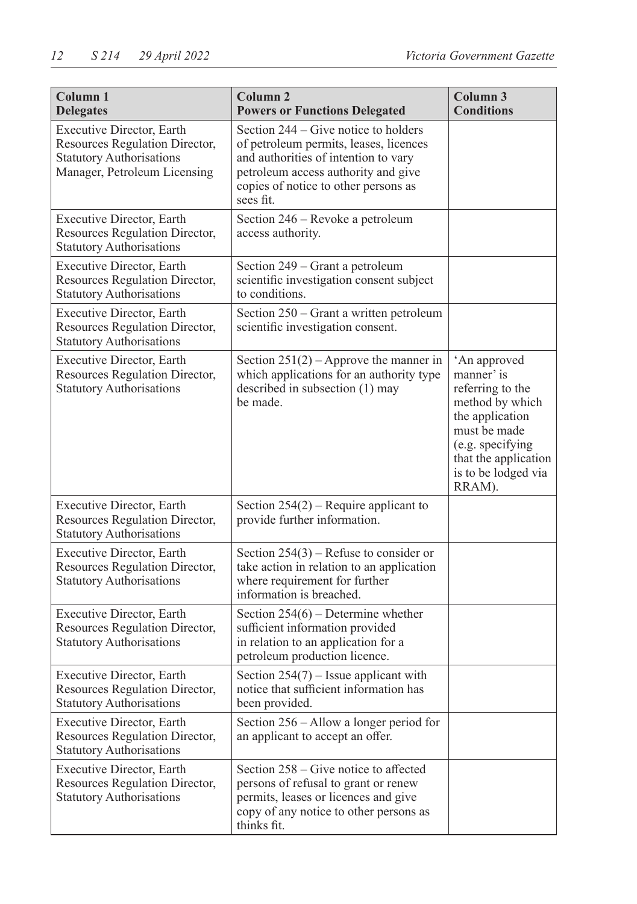| Column 1<br>Delegates | Column 2<br>Powers or Functions Delegated | Column 3<br>Conditions |
|---|---|---|
| Executive Director, Earth Resources Regulation Director, Statutory Authorisations Manager, Petroleum Licensing | Section 244 – Give notice to holders of petroleum permits, leases, licences and authorities of intention to vary petroleum access authority and give copies of notice to other persons as sees fit. | |
| Executive Director, Earth Resources Regulation Director, Statutory Authorisations | Section 246 – Revoke a petroleum access authority. | |
| Executive Director, Earth Resources Regulation Director, Statutory Authorisations | Section 249 – Grant a petroleum scientific investigation consent subject to conditions. | |
| Executive Director, Earth Resources Regulation Director, Statutory Authorisations | Section 250 – Grant a written petroleum scientific investigation consent. | |
| Executive Director, Earth Resources Regulation Director, Statutory Authorisations | Section 251(2) – Approve the manner in which applications for an authority type described in subsection (1) may be made. | 'An approved manner' is referring to the method by which the application must be made (e.g. specifying that the application is to be lodged via RRAM). |
| Executive Director, Earth Resources Regulation Director, Statutory Authorisations | Section 254(2) – Require applicant to provide further information. | |
| Executive Director, Earth Resources Regulation Director, Statutory Authorisations | Section 254(3) – Refuse to consider or take action in relation to an application where requirement for further information is breached. | |
| Executive Director, Earth Resources Regulation Director, Statutory Authorisations | Section 254(6) – Determine whether sufficient information provided in relation to an application for a petroleum production licence. | |
| Executive Director, Earth Resources Regulation Director, Statutory Authorisations | Section 254(7) – Issue applicant with notice that sufficient information has been provided. | |
| Executive Director, Earth Resources Regulation Director, Statutory Authorisations | Section 256 – Allow a longer period for an applicant to accept an offer. | |
| Executive Director, Earth Resources Regulation Director, Statutory Authorisations | Section 258 – Give notice to affected persons of refusal to grant or renew permits, leases or licences and give copy of any notice to other persons as thinks fit. | |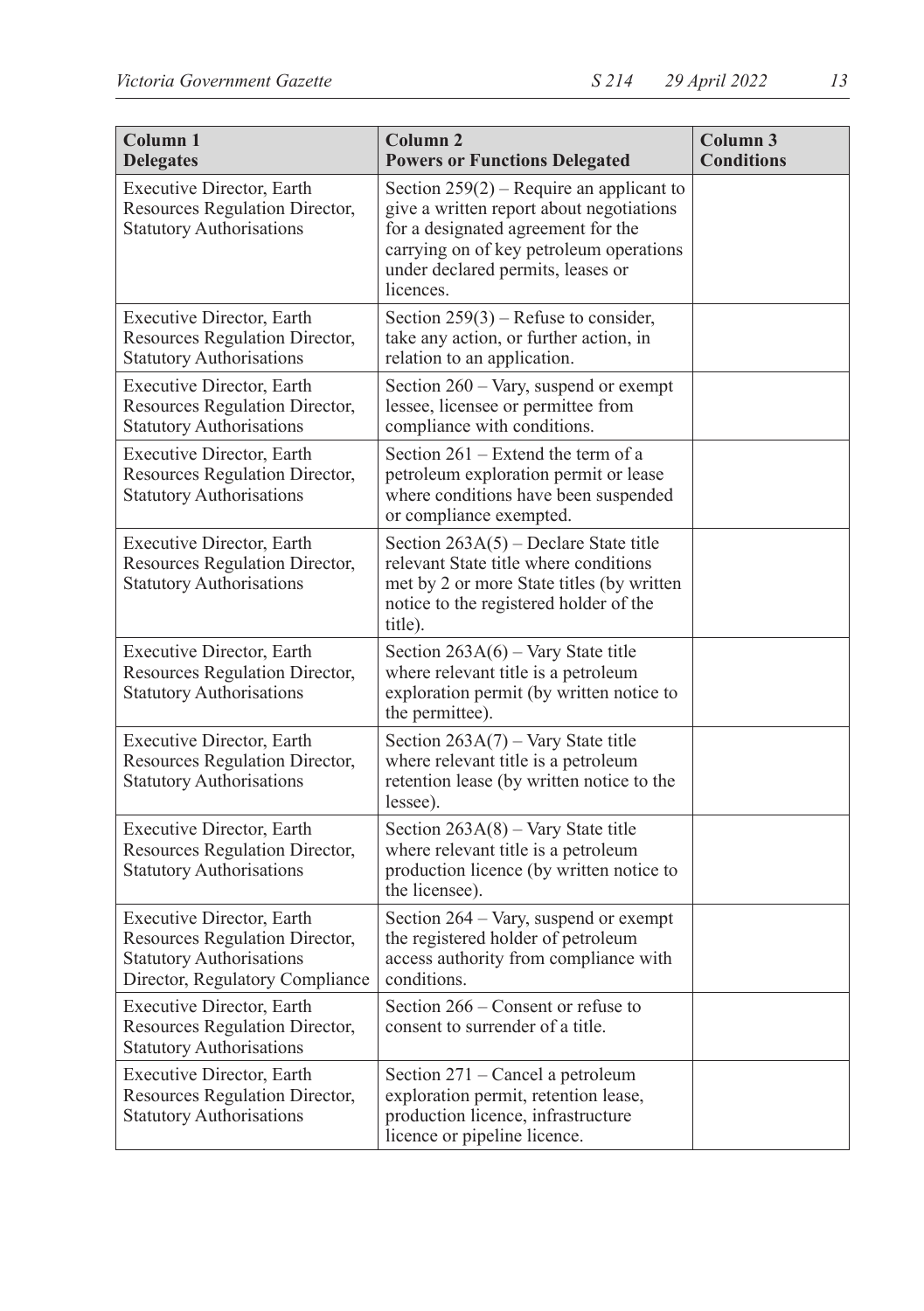| Column 1<br>Delegates | Column 2<br>Powers or Functions Delegated | Column 3<br>Conditions |
|---|---|---|
| Executive Director, Earth Resources Regulation Director, Statutory Authorisations | Section 259(2) – Require an applicant to give a written report about negotiations for a designated agreement for the carrying on of key petroleum operations under declared permits, leases or licences. | |
| Executive Director, Earth Resources Regulation Director, Statutory Authorisations | Section 259(3) – Refuse to consider, take any action, or further action, in relation to an application. | |
| Executive Director, Earth Resources Regulation Director, Statutory Authorisations | Section 260 – Vary, suspend or exempt lessee, licensee or permittee from compliance with conditions. | |
| Executive Director, Earth Resources Regulation Director, Statutory Authorisations | Section 261 – Extend the term of a petroleum exploration permit or lease where conditions have been suspended or compliance exempted. | |
| Executive Director, Earth Resources Regulation Director, Statutory Authorisations | Section 263A(5) – Declare State title relevant State title where conditions met by 2 or more State titles (by written notice to the registered holder of the title). | |
| Executive Director, Earth Resources Regulation Director, Statutory Authorisations | Section 263A(6) – Vary State title where relevant title is a petroleum exploration permit (by written notice to the permittee). | |
| Executive Director, Earth Resources Regulation Director, Statutory Authorisations | Section 263A(7) – Vary State title where relevant title is a petroleum retention lease (by written notice to the lessee). | |
| Executive Director, Earth Resources Regulation Director, Statutory Authorisations | Section 263A(8) – Vary State title where relevant title is a petroleum production licence (by written notice to the licensee). | |
| Executive Director, Earth Resources Regulation Director, Statutory Authorisations Director, Regulatory Compliance | Section 264 – Vary, suspend or exempt the registered holder of petroleum access authority from compliance with conditions. | |
| Executive Director, Earth Resources Regulation Director, Statutory Authorisations | Section 266 – Consent or refuse to consent to surrender of a title. | |
| Executive Director, Earth Resources Regulation Director, Statutory Authorisations | Section 271 – Cancel a petroleum exploration permit, retention lease, production licence, infrastructure licence or pipeline licence. | |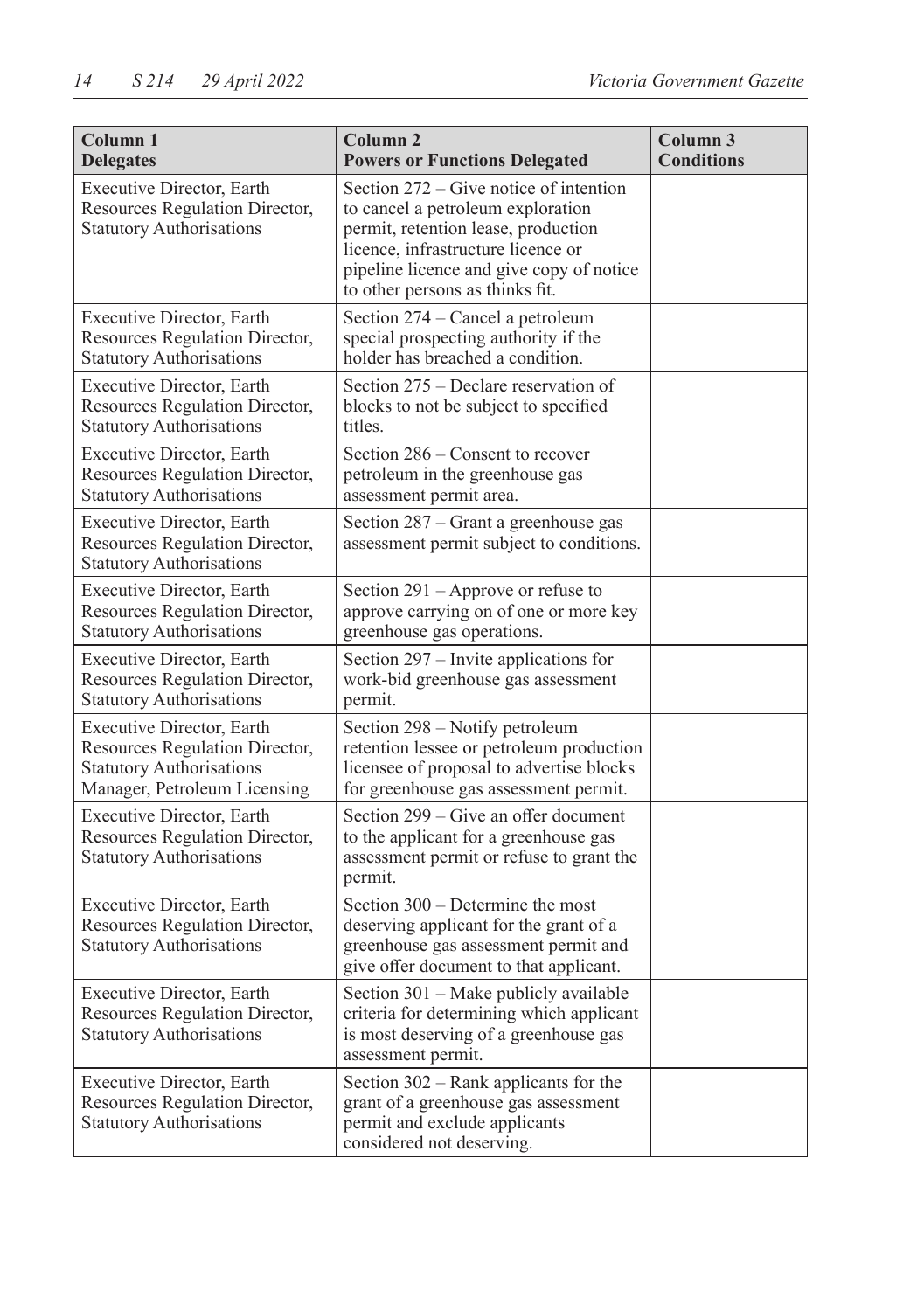| Column 1<br>Delegates | Column 2<br>Powers or Functions Delegated | Column 3<br>Conditions |
|---|---|---|
| Executive Director, Earth Resources Regulation Director, Statutory Authorisations | Section 272 – Give notice of intention to cancel a petroleum exploration permit, retention lease, production licence, infrastructure licence or pipeline licence and give copy of notice to other persons as thinks fit. | |
| Executive Director, Earth Resources Regulation Director, Statutory Authorisations | Section 274 – Cancel a petroleum special prospecting authority if the holder has breached a condition. | |
| Executive Director, Earth Resources Regulation Director, Statutory Authorisations | Section 275 – Declare reservation of blocks to not be subject to specified titles. | |
| Executive Director, Earth Resources Regulation Director, Statutory Authorisations | Section 286 – Consent to recover petroleum in the greenhouse gas assessment permit area. | |
| Executive Director, Earth Resources Regulation Director, Statutory Authorisations | Section 287 – Grant a greenhouse gas assessment permit subject to conditions. | |
| Executive Director, Earth Resources Regulation Director, Statutory Authorisations | Section 291 – Approve or refuse to approve carrying on of one or more key greenhouse gas operations. | |
| Executive Director, Earth Resources Regulation Director, Statutory Authorisations | Section 297 – Invite applications for work-bid greenhouse gas assessment permit. | |
| Executive Director, Earth Resources Regulation Director, Statutory Authorisations Manager, Petroleum Licensing | Section 298 – Notify petroleum retention lessee or petroleum production licensee of proposal to advertise blocks for greenhouse gas assessment permit. | |
| Executive Director, Earth Resources Regulation Director, Statutory Authorisations | Section 299 – Give an offer document to the applicant for a greenhouse gas assessment permit or refuse to grant the permit. | |
| Executive Director, Earth Resources Regulation Director, Statutory Authorisations | Section 300 – Determine the most deserving applicant for the grant of a greenhouse gas assessment permit and give offer document to that applicant. | |
| Executive Director, Earth Resources Regulation Director, Statutory Authorisations | Section 301 – Make publicly available criteria for determining which applicant is most deserving of a greenhouse gas assessment permit. | |
| Executive Director, Earth Resources Regulation Director, Statutory Authorisations | Section 302 – Rank applicants for the grant of a greenhouse gas assessment permit and exclude applicants considered not deserving. | |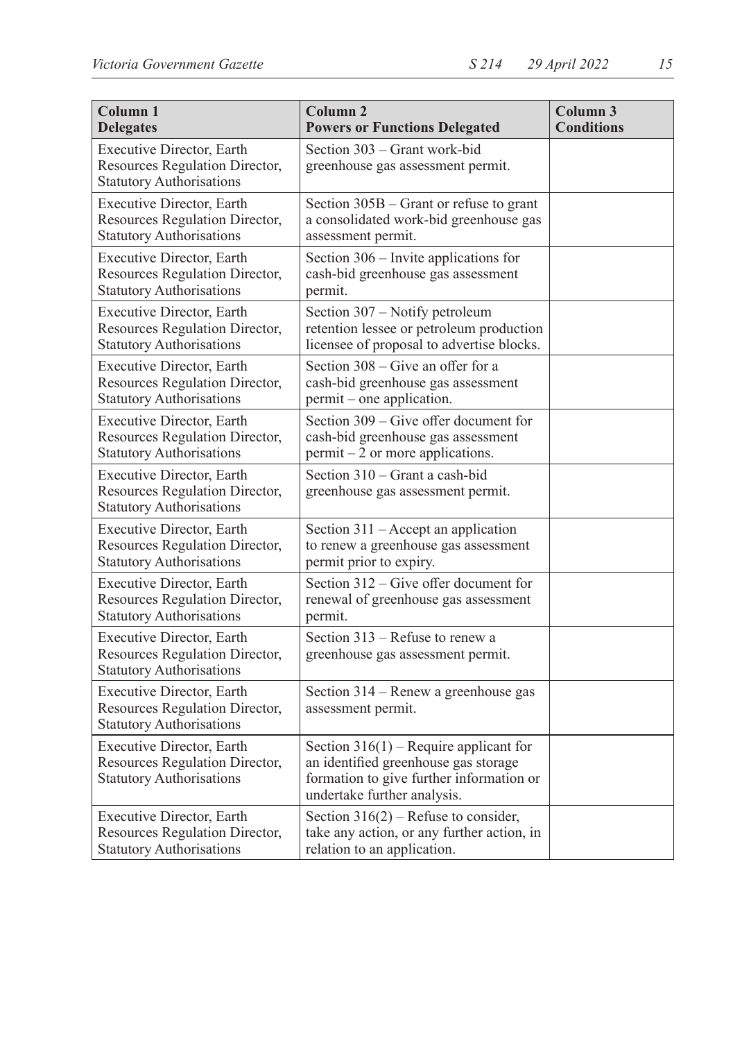| Column 1 Delegates | Column 2 Powers or Functions Delegated | Column 3 Conditions |
|---|---|---|
| Executive Director, Earth Resources Regulation Director, Statutory Authorisations | Section 303 – Grant work-bid greenhouse gas assessment permit. | |
| Executive Director, Earth Resources Regulation Director, Statutory Authorisations | Section 305B – Grant or refuse to grant a consolidated work-bid greenhouse gas assessment permit. | |
| Executive Director, Earth Resources Regulation Director, Statutory Authorisations | Section 306 – Invite applications for cash-bid greenhouse gas assessment permit. | |
| Executive Director, Earth Resources Regulation Director, Statutory Authorisations | Section 307 – Notify petroleum retention lessee or petroleum production licensee of proposal to advertise blocks. | |
| Executive Director, Earth Resources Regulation Director, Statutory Authorisations | Section 308 – Give an offer for a cash-bid greenhouse gas assessment permit – one application. | |
| Executive Director, Earth Resources Regulation Director, Statutory Authorisations | Section 309 – Give offer document for cash-bid greenhouse gas assessment permit – 2 or more applications. | |
| Executive Director, Earth Resources Regulation Director, Statutory Authorisations | Section 310 – Grant a cash-bid greenhouse gas assessment permit. | |
| Executive Director, Earth Resources Regulation Director, Statutory Authorisations | Section 311 – Accept an application to renew a greenhouse gas assessment permit prior to expiry. | |
| Executive Director, Earth Resources Regulation Director, Statutory Authorisations | Section 312 – Give offer document for renewal of greenhouse gas assessment permit. | |
| Executive Director, Earth Resources Regulation Director, Statutory Authorisations | Section 313 – Refuse to renew a greenhouse gas assessment permit. | |
| Executive Director, Earth Resources Regulation Director, Statutory Authorisations | Section 314 – Renew a greenhouse gas assessment permit. | |
| Executive Director, Earth Resources Regulation Director, Statutory Authorisations | Section 316(1) – Require applicant for an identified greenhouse gas storage formation to give further information or undertake further analysis. | |
| Executive Director, Earth Resources Regulation Director, Statutory Authorisations | Section 316(2) – Refuse to consider, take any action, or any further action, in relation to an application. | |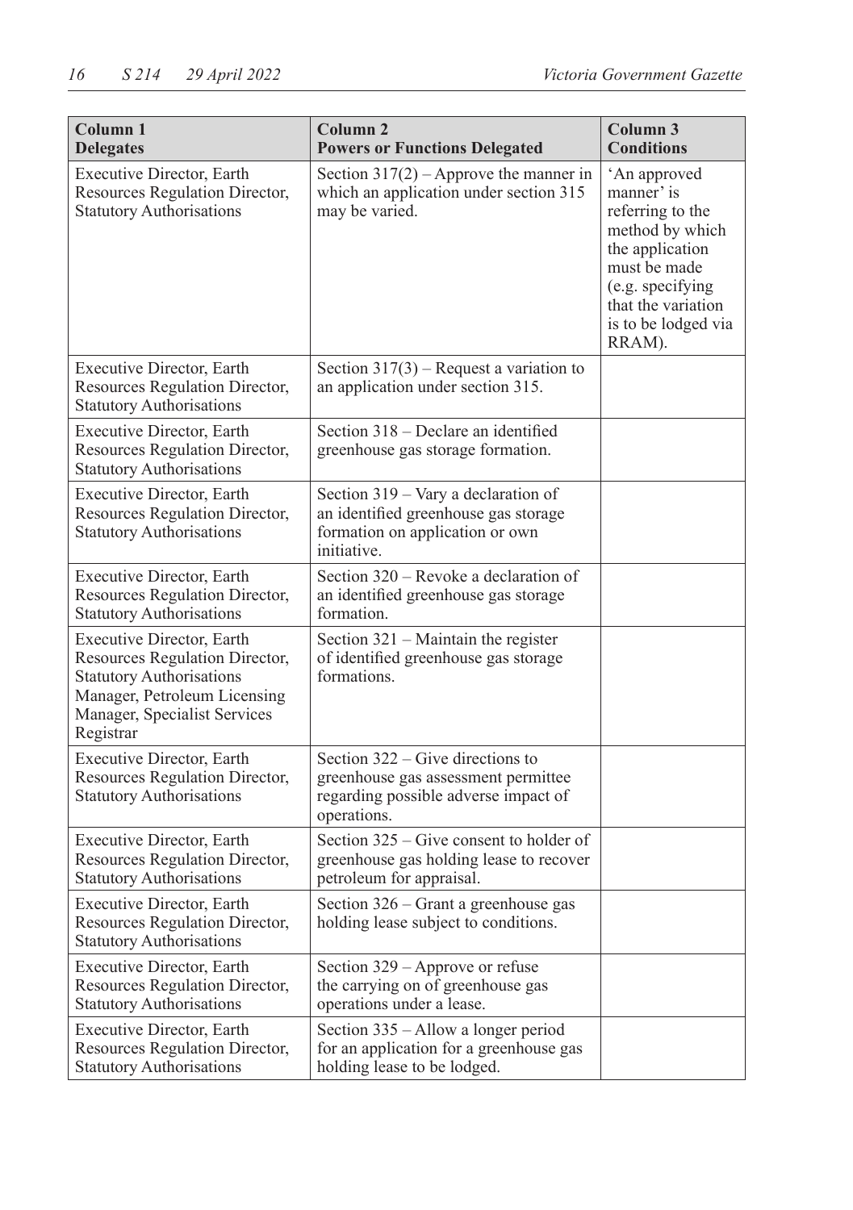| Column 1<br>**Delegates** | Column 2<br>**Powers or Functions Delegated** | Column 3<br>**Conditions** |
|---|---|---|
| Executive Director, Earth Resources Regulation Director, Statutory Authorisations | Section 317(2) – Approve the manner in which an application under section 315 may be varied. | 'An approved manner' is referring to the method by which the application must be made (e.g. specifying that the variation is to be lodged via RRAM). |
| Executive Director, Earth Resources Regulation Director, Statutory Authorisations | Section 317(3) – Request a variation to an application under section 315. | |
| Executive Director, Earth Resources Regulation Director, Statutory Authorisations | Section 318 – Declare an identified greenhouse gas storage formation. | |
| Executive Director, Earth Resources Regulation Director, Statutory Authorisations | Section 319 – Vary a declaration of an identified greenhouse gas storage formation on application or own initiative. | |
| Executive Director, Earth Resources Regulation Director, Statutory Authorisations | Section 320 – Revoke a declaration of an identified greenhouse gas storage formation. | |
| Executive Director, Earth Resources Regulation Director, Statutory Authorisations Manager, Petroleum Licensing Manager, Specialist Services Registrar | Section 321 – Maintain the register of identified greenhouse gas storage formations. | |
| Executive Director, Earth Resources Regulation Director, Statutory Authorisations | Section 322 – Give directions to greenhouse gas assessment permittee regarding possible adverse impact of operations. | |
| Executive Director, Earth Resources Regulation Director, Statutory Authorisations | Section 325 – Give consent to holder of greenhouse gas holding lease to recover petroleum for appraisal. | |
| Executive Director, Earth Resources Regulation Director, Statutory Authorisations | Section 326 – Grant a greenhouse gas holding lease subject to conditions. | |
| Executive Director, Earth Resources Regulation Director, Statutory Authorisations | Section 329 – Approve or refuse the carrying on of greenhouse gas operations under a lease. | |
| Executive Director, Earth Resources Regulation Director, Statutory Authorisations | Section 335 – Allow a longer period for an application for a greenhouse gas holding lease to be lodged. | |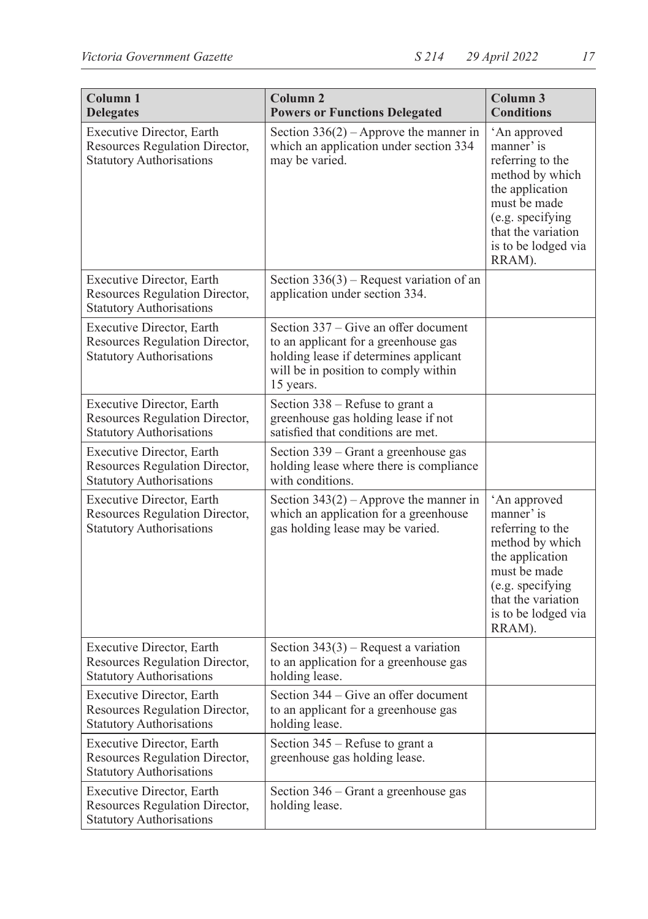| Column 1<br>Delegates | Column 2<br>Powers or Functions Delegated | Column 3<br>Conditions |
|---|---|---|
| Executive Director, Earth Resources Regulation Director, Statutory Authorisations | Section 336(2) – Approve the manner in which an application under section 334 may be varied. | 'An approved manner' is referring to the method by which the application must be made (e.g. specifying that the variation is to be lodged via RRAM). |
| Executive Director, Earth Resources Regulation Director, Statutory Authorisations | Section 336(3) – Request variation of an application under section 334. | |
| Executive Director, Earth Resources Regulation Director, Statutory Authorisations | Section 337 – Give an offer document to an applicant for a greenhouse gas holding lease if determines applicant will be in position to comply within 15 years. | |
| Executive Director, Earth Resources Regulation Director, Statutory Authorisations | Section 338 – Refuse to grant a greenhouse gas holding lease if not satisfied that conditions are met. | |
| Executive Director, Earth Resources Regulation Director, Statutory Authorisations | Section 339 – Grant a greenhouse gas holding lease where there is compliance with conditions. | |
| Executive Director, Earth Resources Regulation Director, Statutory Authorisations | Section 343(2) – Approve the manner in which an application for a greenhouse gas holding lease may be varied. | 'An approved manner' is referring to the method by which the application must be made (e.g. specifying that the variation is to be lodged via RRAM). |
| Executive Director, Earth Resources Regulation Director, Statutory Authorisations | Section 343(3) – Request a variation to an application for a greenhouse gas holding lease. | |
| Executive Director, Earth Resources Regulation Director, Statutory Authorisations | Section 344 – Give an offer document to an applicant for a greenhouse gas holding lease. | |
| Executive Director, Earth Resources Regulation Director, Statutory Authorisations | Section 345 – Refuse to grant a greenhouse gas holding lease. | |
| Executive Director, Earth Resources Regulation Director, Statutory Authorisations | Section 346 – Grant a greenhouse gas holding lease. | |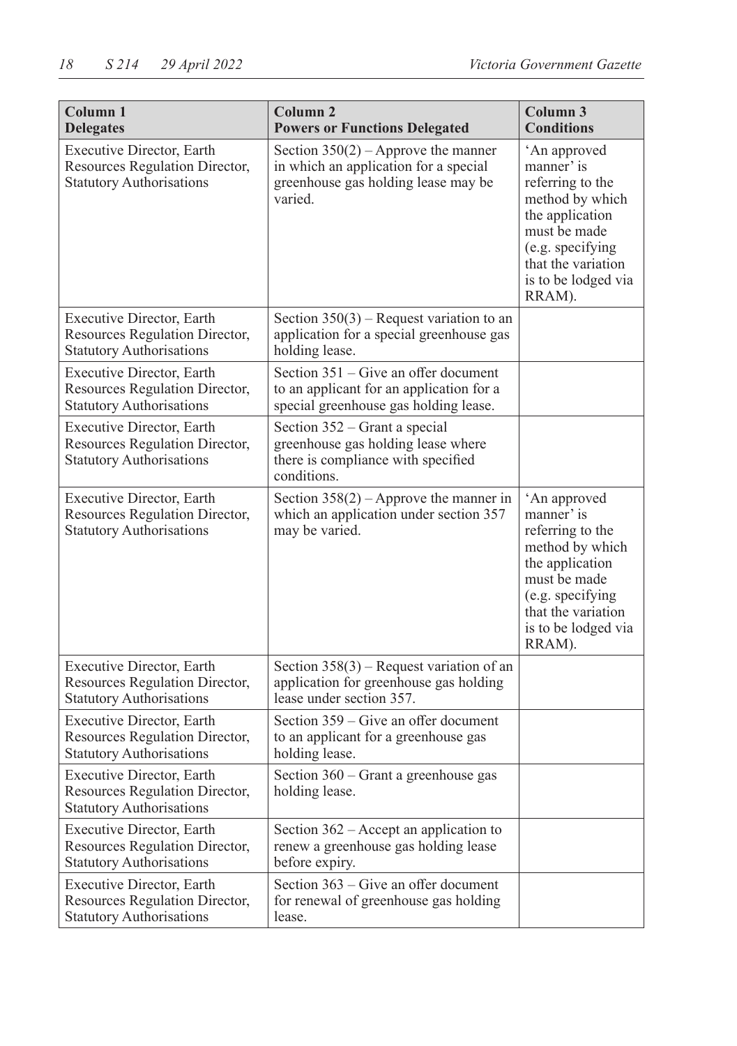| Column 1<br>Delegates | Column 2<br>Powers or Functions Delegated | Column 3<br>Conditions |
|---|---|---|
| Executive Director, Earth Resources Regulation Director, Statutory Authorisations | Section 350(2) – Approve the manner in which an application for a special greenhouse gas holding lease may be varied. | 'An approved manner' is referring to the method by which the application must be made (e.g. specifying that the variation is to be lodged via RRAM). |
| Executive Director, Earth Resources Regulation Director, Statutory Authorisations | Section 350(3) – Request variation to an application for a special greenhouse gas holding lease. | |
| Executive Director, Earth Resources Regulation Director, Statutory Authorisations | Section 351 – Give an offer document to an applicant for an application for a special greenhouse gas holding lease. | |
| Executive Director, Earth Resources Regulation Director, Statutory Authorisations | Section 352 – Grant a special greenhouse gas holding lease where there is compliance with specified conditions. | |
| Executive Director, Earth Resources Regulation Director, Statutory Authorisations | Section 358(2) – Approve the manner in which an application under section 357 may be varied. | 'An approved manner' is referring to the method by which the application must be made (e.g. specifying that the variation is to be lodged via RRAM). |
| Executive Director, Earth Resources Regulation Director, Statutory Authorisations | Section 358(3) – Request variation of an application for greenhouse gas holding lease under section 357. | |
| Executive Director, Earth Resources Regulation Director, Statutory Authorisations | Section 359 – Give an offer document to an applicant for a greenhouse gas holding lease. | |
| Executive Director, Earth Resources Regulation Director, Statutory Authorisations | Section 360 – Grant a greenhouse gas holding lease. | |
| Executive Director, Earth Resources Regulation Director, Statutory Authorisations | Section 362 – Accept an application to renew a greenhouse gas holding lease before expiry. | |
| Executive Director, Earth Resources Regulation Director, Statutory Authorisations | Section 363 – Give an offer document for renewal of greenhouse gas holding lease. | |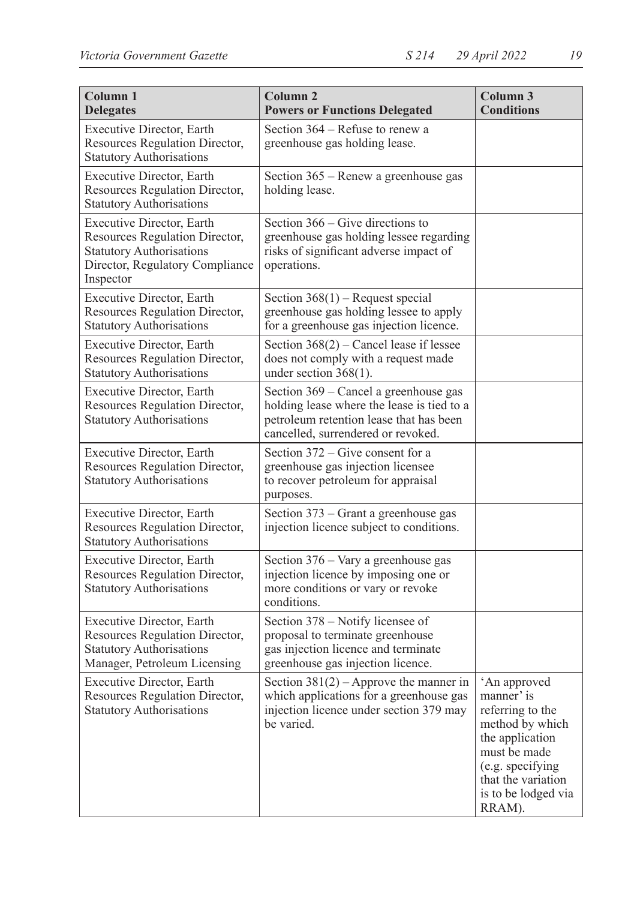| Column 1<br>Delegates | Column 2<br>Powers or Functions Delegated | Column 3<br>Conditions |
|---|---|---|
| Executive Director, Earth Resources Regulation Director, Statutory Authorisations | Section 364 – Refuse to renew a greenhouse gas holding lease. | |
| Executive Director, Earth Resources Regulation Director, Statutory Authorisations | Section 365 – Renew a greenhouse gas holding lease. | |
| Executive Director, Earth Resources Regulation Director, Statutory Authorisations Director, Regulatory Compliance Inspector | Section 366 – Give directions to greenhouse gas holding lessee regarding risks of significant adverse impact of operations. | |
| Executive Director, Earth Resources Regulation Director, Statutory Authorisations | Section 368(1) – Request special greenhouse gas holding lessee to apply for a greenhouse gas injection licence. | |
| Executive Director, Earth Resources Regulation Director, Statutory Authorisations | Section 368(2) – Cancel lease if lessee does not comply with a request made under section 368(1). | |
| Executive Director, Earth Resources Regulation Director, Statutory Authorisations | Section 369 – Cancel a greenhouse gas holding lease where the lease is tied to a petroleum retention lease that has been cancelled, surrendered or revoked. | |
| Executive Director, Earth Resources Regulation Director, Statutory Authorisations | Section 372 – Give consent for a greenhouse gas injection licensee to recover petroleum for appraisal purposes. | |
| Executive Director, Earth Resources Regulation Director, Statutory Authorisations | Section 373 – Grant a greenhouse gas injection licence subject to conditions. | |
| Executive Director, Earth Resources Regulation Director, Statutory Authorisations | Section 376 – Vary a greenhouse gas injection licence by imposing one or more conditions or vary or revoke conditions. | |
| Executive Director, Earth Resources Regulation Director, Statutory Authorisations Manager, Petroleum Licensing | Section 378 – Notify licensee of proposal to terminate greenhouse gas injection licence and terminate greenhouse gas injection licence. | |
| Executive Director, Earth Resources Regulation Director, Statutory Authorisations | Section 381(2) – Approve the manner in which applications for a greenhouse gas injection licence under section 379 may be varied. | 'An approved manner' is referring to the method by which the application must be made (e.g. specifying that the variation is to be lodged via RRAM). |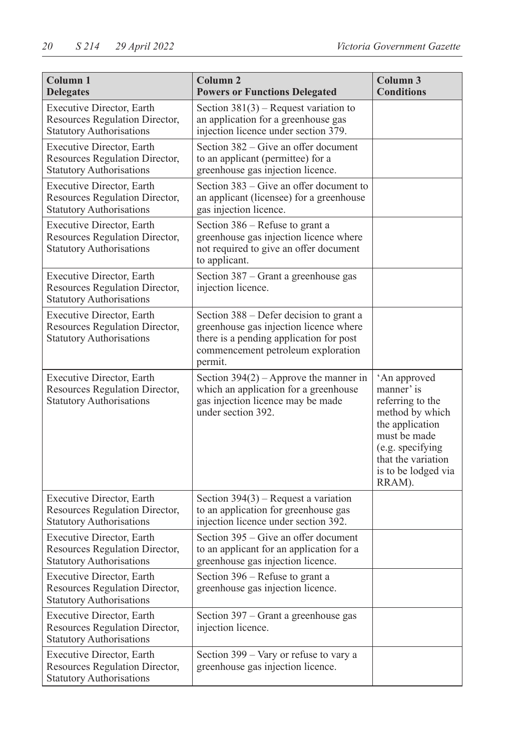| Column 1 Delegates | Column 2 Powers or Functions Delegated | Column 3 Conditions |
|---|---|---|
| Executive Director, Earth Resources Regulation Director, Statutory Authorisations | Section 381(3) – Request variation to an application for a greenhouse gas injection licence under section 379. | |
| Executive Director, Earth Resources Regulation Director, Statutory Authorisations | Section 382 – Give an offer document to an applicant (permittee) for a greenhouse gas injection licence. | |
| Executive Director, Earth Resources Regulation Director, Statutory Authorisations | Section 383 – Give an offer document to an applicant (licensee) for a greenhouse gas injection licence. | |
| Executive Director, Earth Resources Regulation Director, Statutory Authorisations | Section 386 – Refuse to grant a greenhouse gas injection licence where not required to give an offer document to applicant. | |
| Executive Director, Earth Resources Regulation Director, Statutory Authorisations | Section 387 – Grant a greenhouse gas injection licence. | |
| Executive Director, Earth Resources Regulation Director, Statutory Authorisations | Section 388 – Defer decision to grant a greenhouse gas injection licence where there is a pending application for post commencement petroleum exploration permit. | |
| Executive Director, Earth Resources Regulation Director, Statutory Authorisations | Section 394(2) – Approve the manner in which an application for a greenhouse gas injection licence may be made under section 392. | 'An approved manner' is referring to the method by which the application must be made (e.g. specifying that the variation is to be lodged via RRAM). |
| Executive Director, Earth Resources Regulation Director, Statutory Authorisations | Section 394(3) – Request a variation to an application for greenhouse gas injection licence under section 392. | |
| Executive Director, Earth Resources Regulation Director, Statutory Authorisations | Section 395 – Give an offer document to an applicant for an application for a greenhouse gas injection licence. | |
| Executive Director, Earth Resources Regulation Director, Statutory Authorisations | Section 396 – Refuse to grant a greenhouse gas injection licence. | |
| Executive Director, Earth Resources Regulation Director, Statutory Authorisations | Section 397 – Grant a greenhouse gas injection licence. | |
| Executive Director, Earth Resources Regulation Director, Statutory Authorisations | Section 399 – Vary or refuse to vary a greenhouse gas injection licence. | |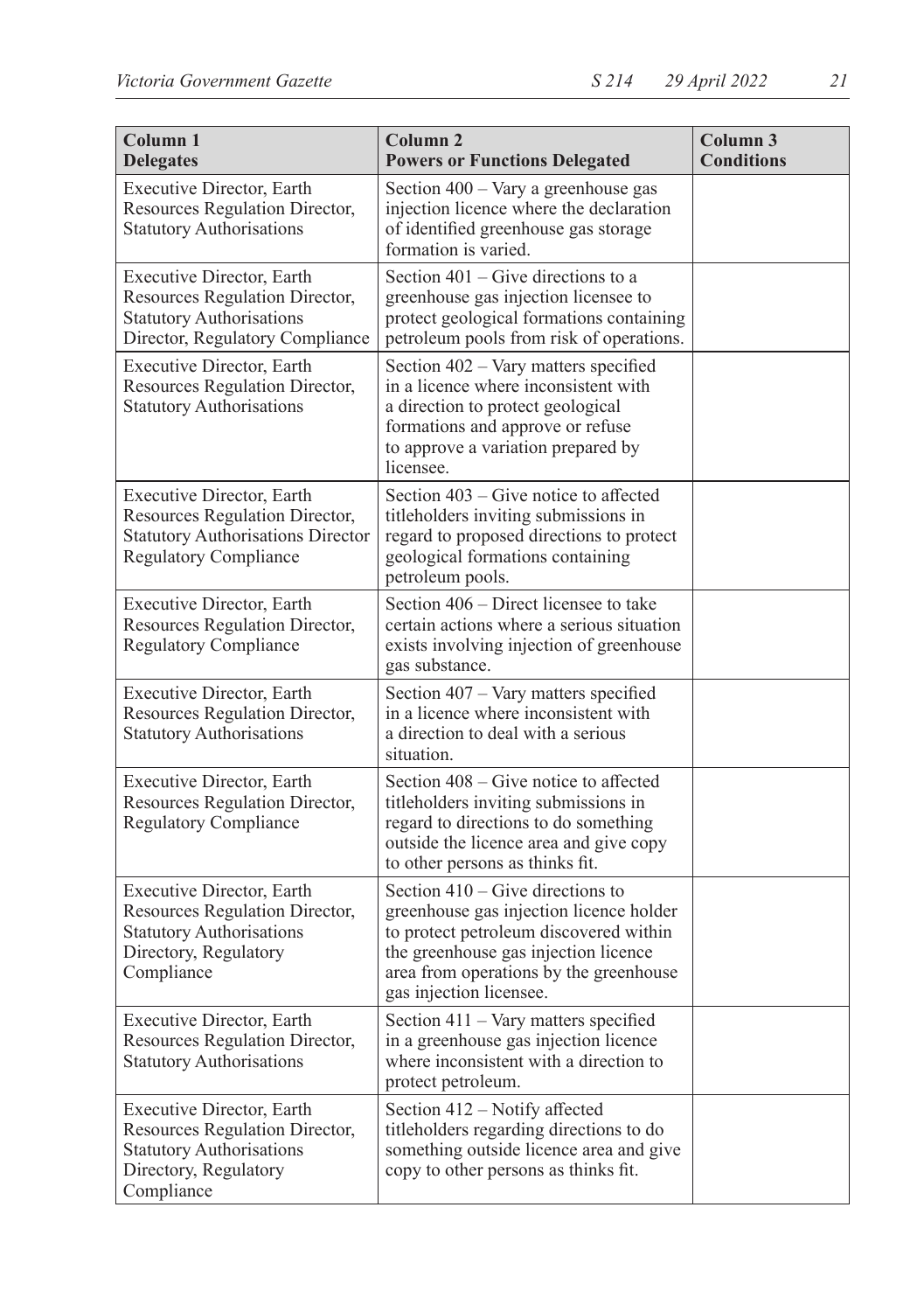| Column 1<br>Delegates | Column 2<br>Powers or Functions Delegated | Column 3<br>Conditions |
|---|---|---|
| Executive Director, Earth Resources Regulation Director, Statutory Authorisations | Section 400 – Vary a greenhouse gas injection licence where the declaration of identified greenhouse gas storage formation is varied. | |
| Executive Director, Earth Resources Regulation Director, Statutory Authorisations Director, Regulatory Compliance | Section 401 – Give directions to a greenhouse gas injection licensee to protect geological formations containing petroleum pools from risk of operations. | |
| Executive Director, Earth Resources Regulation Director, Statutory Authorisations | Section 402 – Vary matters specified in a licence where inconsistent with a direction to protect geological formations and approve or refuse to approve a variation prepared by licensee. | |
| Executive Director, Earth Resources Regulation Director, Statutory Authorisations Director Regulatory Compliance | Section 403 – Give notice to affected titleholders inviting submissions in regard to proposed directions to protect geological formations containing petroleum pools. | |
| Executive Director, Earth Resources Regulation Director, Regulatory Compliance | Section 406 – Direct licensee to take certain actions where a serious situation exists involving injection of greenhouse gas substance. | |
| Executive Director, Earth Resources Regulation Director, Statutory Authorisations | Section 407 – Vary matters specified in a licence where inconsistent with a direction to deal with a serious situation. | |
| Executive Director, Earth Resources Regulation Director, Regulatory Compliance | Section 408 – Give notice to affected titleholders inviting submissions in regard to directions to do something outside the licence area and give copy to other persons as thinks fit. | |
| Executive Director, Earth Resources Regulation Director, Statutory Authorisations Directory, Regulatory Compliance | Section 410 – Give directions to greenhouse gas injection licence holder to protect petroleum discovered within the greenhouse gas injection licence area from operations by the greenhouse gas injection licensee. | |
| Executive Director, Earth Resources Regulation Director, Statutory Authorisations | Section 411 – Vary matters specified in a greenhouse gas injection licence where inconsistent with a direction to protect petroleum. | |
| Executive Director, Earth Resources Regulation Director, Statutory Authorisations Directory, Regulatory Compliance | Section 412 – Notify affected titleholders regarding directions to do something outside licence area and give copy to other persons as thinks fit. | |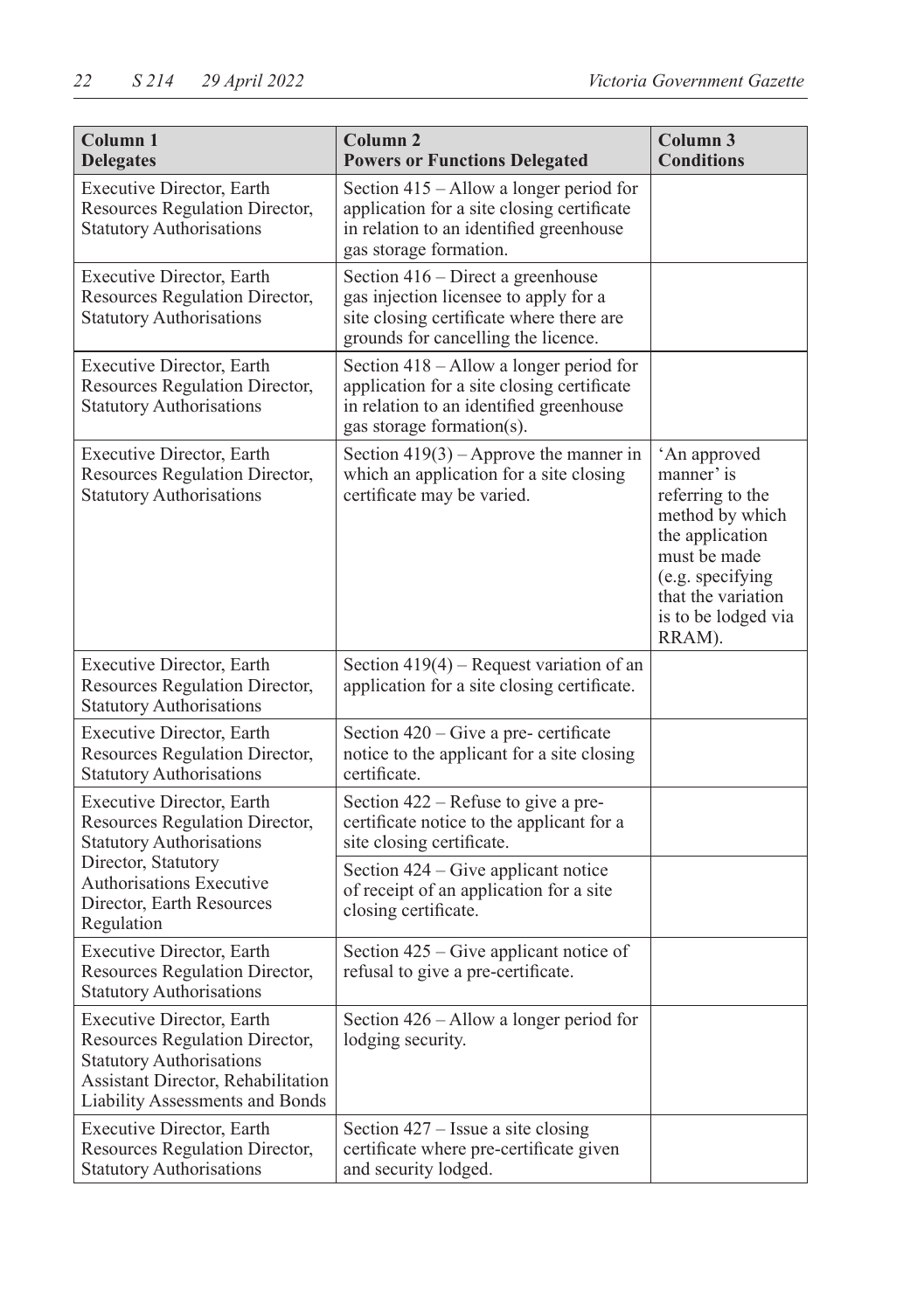| Column 1<br>Delegates | Column 2<br>Powers or Functions Delegated | Column 3<br>Conditions |
|---|---|---|
| Executive Director, Earth Resources Regulation Director, Statutory Authorisations | Section 415 – Allow a longer period for application for a site closing certificate in relation to an identified greenhouse gas storage formation. | |
| Executive Director, Earth Resources Regulation Director, Statutory Authorisations | Section 416 – Direct a greenhouse gas injection licensee to apply for a site closing certificate where there are grounds for cancelling the licence. | |
| Executive Director, Earth Resources Regulation Director, Statutory Authorisations | Section 418 – Allow a longer period for application for a site closing certificate in relation to an identified greenhouse gas storage formation(s). | |
| Executive Director, Earth Resources Regulation Director, Statutory Authorisations | Section 419(3) – Approve the manner in which an application for a site closing certificate may be varied. | 'An approved manner' is referring to the method by which the application must be made (e.g. specifying that the variation is to be lodged via RRAM). |
| Executive Director, Earth Resources Regulation Director, Statutory Authorisations | Section 419(4) – Request variation of an application for a site closing certificate. | |
| Executive Director, Earth Resources Regulation Director, Statutory Authorisations | Section 420 – Give a pre- certificate notice to the applicant for a site closing certificate. | |
| Executive Director, Earth Resources Regulation Director, Statutory Authorisations | Section 422 – Refuse to give a pre-certificate notice to the applicant for a site closing certificate. | |
| Director, Statutory Authorisations Executive Director, Earth Resources Regulation | Section 424 – Give applicant notice of receipt of an application for a site closing certificate. | |
| Executive Director, Earth Resources Regulation Director, Statutory Authorisations | Section 425 – Give applicant notice of refusal to give a pre-certificate. | |
| Executive Director, Earth Resources Regulation Director, Statutory Authorisations Assistant Director, Rehabilitation Liability Assessments and Bonds | Section 426 – Allow a longer period for lodging security. | |
| Executive Director, Earth Resources Regulation Director, Statutory Authorisations | Section 427 – Issue a site closing certificate where pre-certificate given and security lodged. | |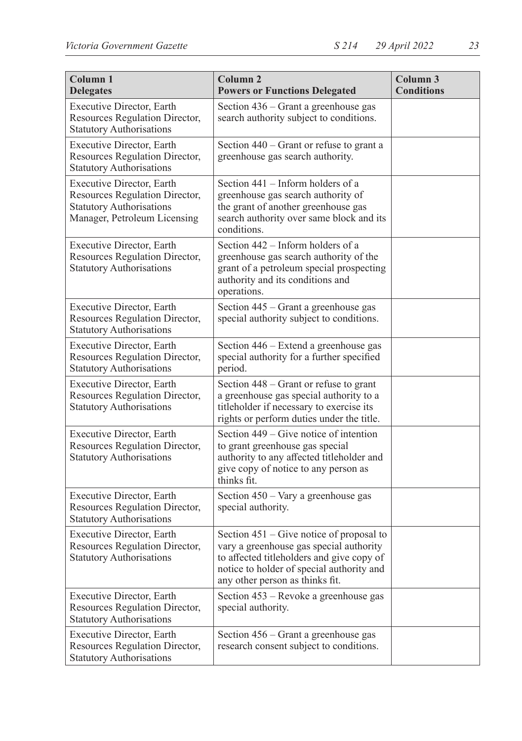| Column 1<br>Delegates | Column 2<br>Powers or Functions Delegated | Column 3<br>Conditions |
|---|---|---|
| Executive Director, Earth Resources Regulation Director, Statutory Authorisations | Section 436 – Grant a greenhouse gas search authority subject to conditions. | |
| Executive Director, Earth Resources Regulation Director, Statutory Authorisations | Section 440 – Grant or refuse to grant a greenhouse gas search authority. | |
| Executive Director, Earth Resources Regulation Director, Statutory Authorisations Manager, Petroleum Licensing | Section 441 – Inform holders of a greenhouse gas search authority of the grant of another greenhouse gas search authority over same block and its conditions. | |
| Executive Director, Earth Resources Regulation Director, Statutory Authorisations | Section 442 – Inform holders of a greenhouse gas search authority of the grant of a petroleum special prospecting authority and its conditions and operations. | |
| Executive Director, Earth Resources Regulation Director, Statutory Authorisations | Section 445 – Grant a greenhouse gas special authority subject to conditions. | |
| Executive Director, Earth Resources Regulation Director, Statutory Authorisations | Section 446 – Extend a greenhouse gas special authority for a further specified period. | |
| Executive Director, Earth Resources Regulation Director, Statutory Authorisations | Section 448 – Grant or refuse to grant a greenhouse gas special authority to a titleholder if necessary to exercise its rights or perform duties under the title. | |
| Executive Director, Earth Resources Regulation Director, Statutory Authorisations | Section 449 – Give notice of intention to grant greenhouse gas special authority to any affected titleholder and give copy of notice to any person as thinks fit. | |
| Executive Director, Earth Resources Regulation Director, Statutory Authorisations | Section 450 – Vary a greenhouse gas special authority. | |
| Executive Director, Earth Resources Regulation Director, Statutory Authorisations | Section 451 – Give notice of proposal to vary a greenhouse gas special authority to affected titleholders and give copy of notice to holder of special authority and any other person as thinks fit. | |
| Executive Director, Earth Resources Regulation Director, Statutory Authorisations | Section 453 – Revoke a greenhouse gas special authority. | |
| Executive Director, Earth Resources Regulation Director, Statutory Authorisations | Section 456 – Grant a greenhouse gas research consent subject to conditions. | |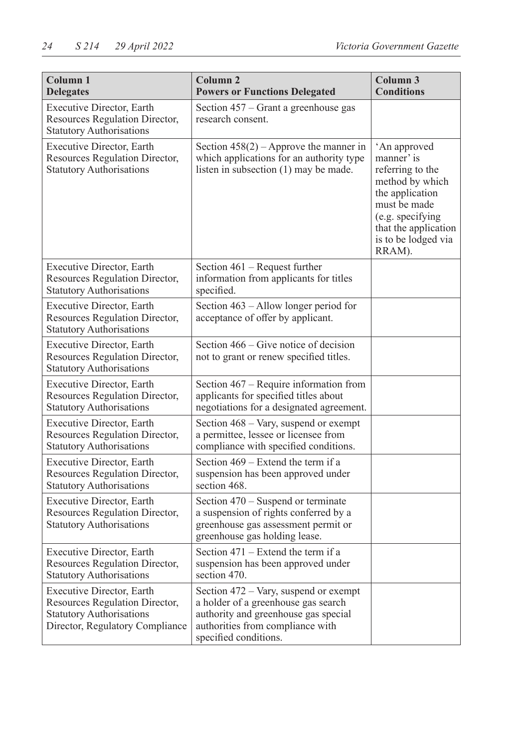| Column 1<br>Delegates | Column 2<br>Powers or Functions Delegated | Column 3<br>Conditions |
|---|---|---|
| Executive Director, Earth Resources Regulation Director, Statutory Authorisations | Section 457 – Grant a greenhouse gas research consent. | |
| Executive Director, Earth Resources Regulation Director, Statutory Authorisations | Section 458(2) – Approve the manner in which applications for an authority type listen in subsection (1) may be made. | 'An approved manner' is referring to the method by which the application must be made (e.g. specifying that the application is to be lodged via RRAM). |
| Executive Director, Earth Resources Regulation Director, Statutory Authorisations | Section 461 – Request further information from applicants for titles specified. | |
| Executive Director, Earth Resources Regulation Director, Statutory Authorisations | Section 463 – Allow longer period for acceptance of offer by applicant. | |
| Executive Director, Earth Resources Regulation Director, Statutory Authorisations | Section 466 – Give notice of decision not to grant or renew specified titles. | |
| Executive Director, Earth Resources Regulation Director, Statutory Authorisations | Section 467 – Require information from applicants for specified titles about negotiations for a designated agreement. | |
| Executive Director, Earth Resources Regulation Director, Statutory Authorisations | Section 468 – Vary, suspend or exempt a permittee, lessee or licensee from compliance with specified conditions. | |
| Executive Director, Earth Resources Regulation Director, Statutory Authorisations | Section 469 – Extend the term if a suspension has been approved under section 468. | |
| Executive Director, Earth Resources Regulation Director, Statutory Authorisations | Section 470 – Suspend or terminate a suspension of rights conferred by a greenhouse gas assessment permit or greenhouse gas holding lease. | |
| Executive Director, Earth Resources Regulation Director, Statutory Authorisations | Section 471 – Extend the term if a suspension has been approved under section 470. | |
| Executive Director, Earth Resources Regulation Director, Statutory Authorisations Director, Regulatory Compliance | Section 472 – Vary, suspend or exempt a holder of a greenhouse gas search authority and greenhouse gas special authorities from compliance with specified conditions. | |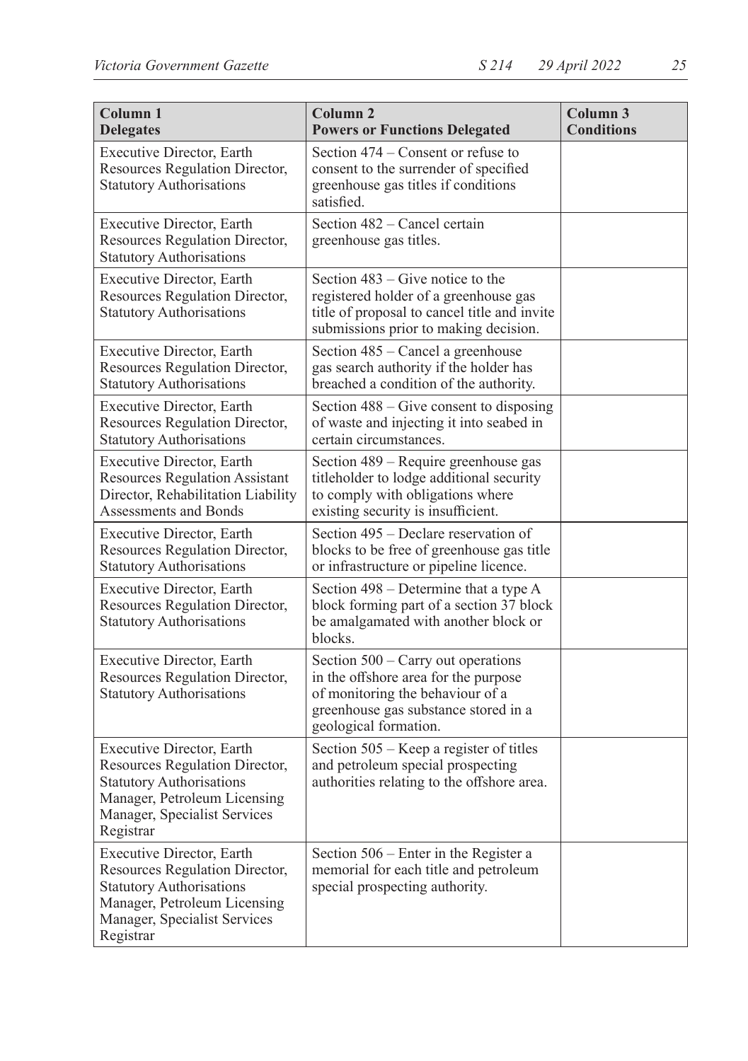| **Column 1 Delegates** | **Column 2 Powers or Functions Delegated** | **Column 3 Conditions** |
|---|---|---|
| Executive Director, Earth Resources Regulation Director, Statutory Authorisations | Section 474 – Consent or refuse to consent to the surrender of specified greenhouse gas titles if conditions satisfied. | |
| Executive Director, Earth Resources Regulation Director, Statutory Authorisations | Section 482 – Cancel certain greenhouse gas titles. | |
| Executive Director, Earth Resources Regulation Director, Statutory Authorisations | Section 483 – Give notice to the registered holder of a greenhouse gas title of proposal to cancel title and invite submissions prior to making decision. | |
| Executive Director, Earth Resources Regulation Director, Statutory Authorisations | Section 485 – Cancel a greenhouse gas search authority if the holder has breached a condition of the authority. | |
| Executive Director, Earth Resources Regulation Director, Statutory Authorisations | Section 488 – Give consent to disposing of waste and injecting it into seabed in certain circumstances. | |
| Executive Director, Earth Resources Regulation Assistant Director, Rehabilitation Liability Assessments and Bonds | Section 489 – Require greenhouse gas titleholder to lodge additional security to comply with obligations where existing security is insufficient. | |
| Executive Director, Earth Resources Regulation Director, Statutory Authorisations | Section 495 – Declare reservation of blocks to be free of greenhouse gas title or infrastructure or pipeline licence. | |
| Executive Director, Earth Resources Regulation Director, Statutory Authorisations | Section 498 – Determine that a type A block forming part of a section 37 block be amalgamated with another block or blocks. | |
| Executive Director, Earth Resources Regulation Director, Statutory Authorisations | Section 500 – Carry out operations in the offshore area for the purpose of monitoring the behaviour of a greenhouse gas substance stored in a geological formation. | |
| Executive Director, Earth Resources Regulation Director, Statutory Authorisations Manager, Petroleum Licensing Manager, Specialist Services Registrar | Section 505 – Keep a register of titles and petroleum special prospecting authorities relating to the offshore area. | |
| Executive Director, Earth Resources Regulation Director, Statutory Authorisations Manager, Petroleum Licensing Manager, Specialist Services Registrar | Section 506 – Enter in the Register a memorial for each title and petroleum special prospecting authority. | |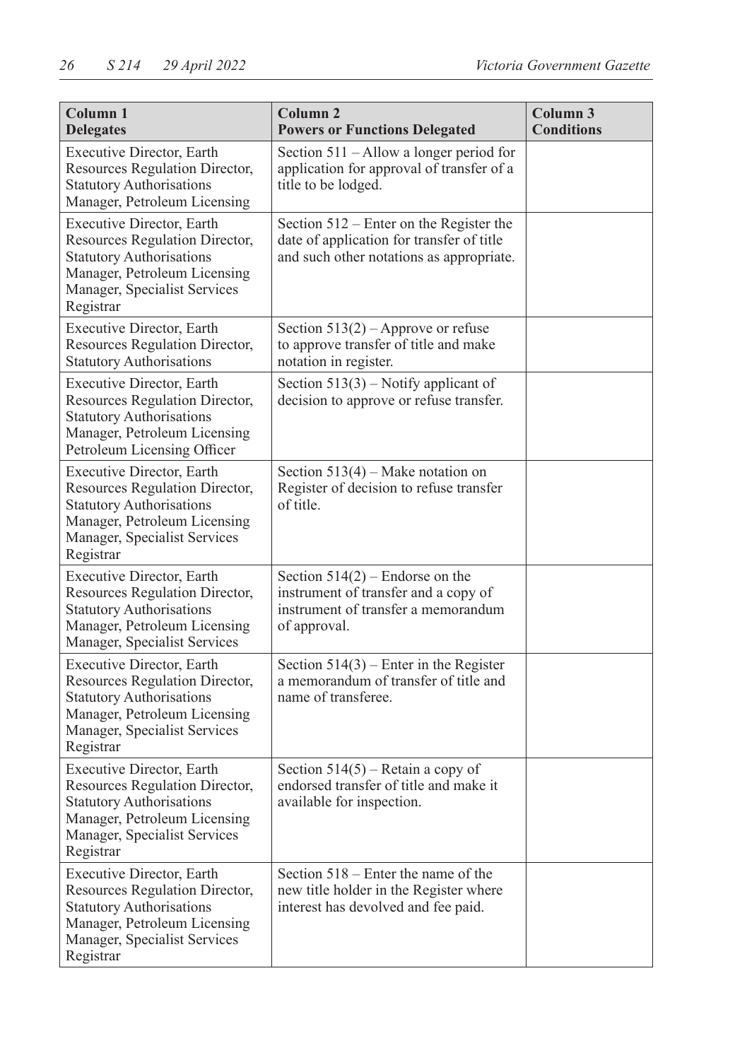| Column 1 Delegates | Column 2 Powers or Functions Delegated | Column 3 Conditions |
|---|---|---|
| Executive Director, Earth Resources Regulation Director, Statutory Authorisations Manager, Petroleum Licensing | Section 511 – Allow a longer period for application for approval of transfer of a title to be lodged. | |
| Executive Director, Earth Resources Regulation Director, Statutory Authorisations Manager, Petroleum Licensing Manager, Specialist Services Registrar | Section 512 – Enter on the Register the date of application for transfer of title and such other notations as appropriate. | |
| Executive Director, Earth Resources Regulation Director, Statutory Authorisations | Section 513(2) – Approve or refuse to approve transfer of title and make notation in register. | |
| Executive Director, Earth Resources Regulation Director, Statutory Authorisations Manager, Petroleum Licensing Petroleum Licensing Officer | Section 513(3) – Notify applicant of decision to approve or refuse transfer. | |
| Executive Director, Earth Resources Regulation Director, Statutory Authorisations Manager, Petroleum Licensing Manager, Specialist Services Registrar | Section 513(4) – Make notation on Register of decision to refuse transfer of title. | |
| Executive Director, Earth Resources Regulation Director, Statutory Authorisations Manager, Petroleum Licensing Manager, Specialist Services | Section 514(2) – Endorse on the instrument of transfer and a copy of instrument of transfer a memorandum of approval. | |
| Executive Director, Earth Resources Regulation Director, Statutory Authorisations Manager, Petroleum Licensing Manager, Specialist Services Registrar | Section 514(3) – Enter in the Register a memorandum of transfer of title and name of transferee. | |
| Executive Director, Earth Resources Regulation Director, Statutory Authorisations Manager, Petroleum Licensing Manager, Specialist Services Registrar | Section 514(5) – Retain a copy of endorsed transfer of title and make it available for inspection. | |
| Executive Director, Earth Resources Regulation Director, Statutory Authorisations Manager, Petroleum Licensing Manager, Specialist Services Registrar | Section 518 – Enter the name of the new title holder in the Register where interest has devolved and fee paid. | |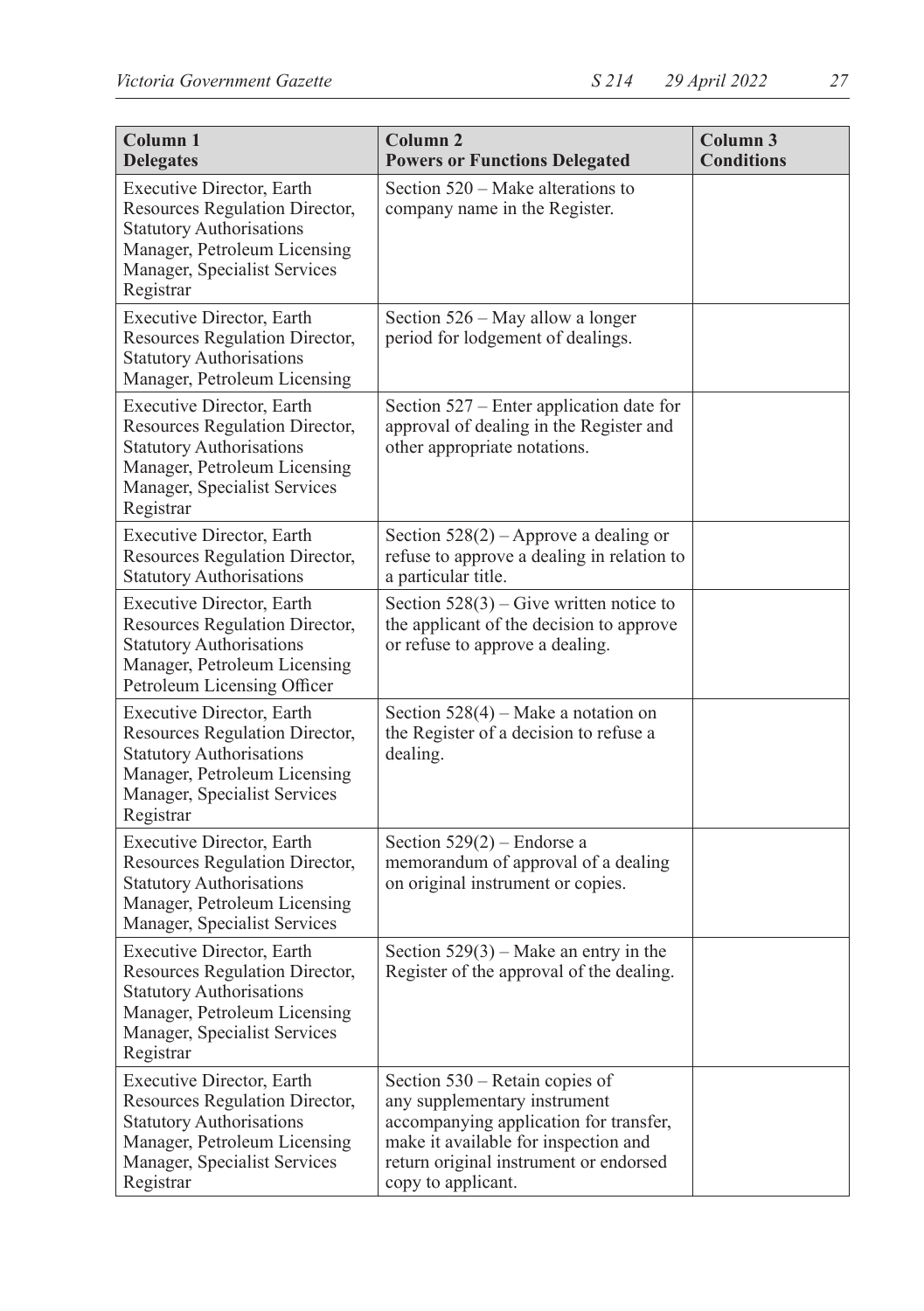| Column 1<br>Delegates | Column 2<br>Powers or Functions Delegated | Column 3<br>Conditions |
|---|---|---|
| Executive Director, Earth Resources Regulation Director, Statutory Authorisations Manager, Petroleum Licensing Manager, Specialist Services Registrar | Section 520 – Make alterations to company name in the Register. | |
| Executive Director, Earth Resources Regulation Director, Statutory Authorisations Manager, Petroleum Licensing | Section 526 – May allow a longer period for lodgement of dealings. | |
| Executive Director, Earth Resources Regulation Director, Statutory Authorisations Manager, Petroleum Licensing Manager, Specialist Services Registrar | Section 527 – Enter application date for approval of dealing in the Register and other appropriate notations. | |
| Executive Director, Earth Resources Regulation Director, Statutory Authorisations | Section 528(2) – Approve a dealing or refuse to approve a dealing in relation to a particular title. | |
| Executive Director, Earth Resources Regulation Director, Statutory Authorisations Manager, Petroleum Licensing Petroleum Licensing Officer | Section 528(3) – Give written notice to the applicant of the decision to approve or refuse to approve a dealing. | |
| Executive Director, Earth Resources Regulation Director, Statutory Authorisations Manager, Petroleum Licensing Manager, Specialist Services Registrar | Section 528(4) – Make a notation on the Register of a decision to refuse a dealing. | |
| Executive Director, Earth Resources Regulation Director, Statutory Authorisations Manager, Petroleum Licensing Manager, Specialist Services | Section 529(2) – Endorse a memorandum of approval of a dealing on original instrument or copies. | |
| Executive Director, Earth Resources Regulation Director, Statutory Authorisations Manager, Petroleum Licensing Manager, Specialist Services Registrar | Section 529(3) – Make an entry in the Register of the approval of the dealing. | |
| Executive Director, Earth Resources Regulation Director, Statutory Authorisations Manager, Petroleum Licensing Manager, Specialist Services Registrar | Section 530 – Retain copies of any supplementary instrument accompanying application for transfer, make it available for inspection and return original instrument or endorsed copy to applicant. | |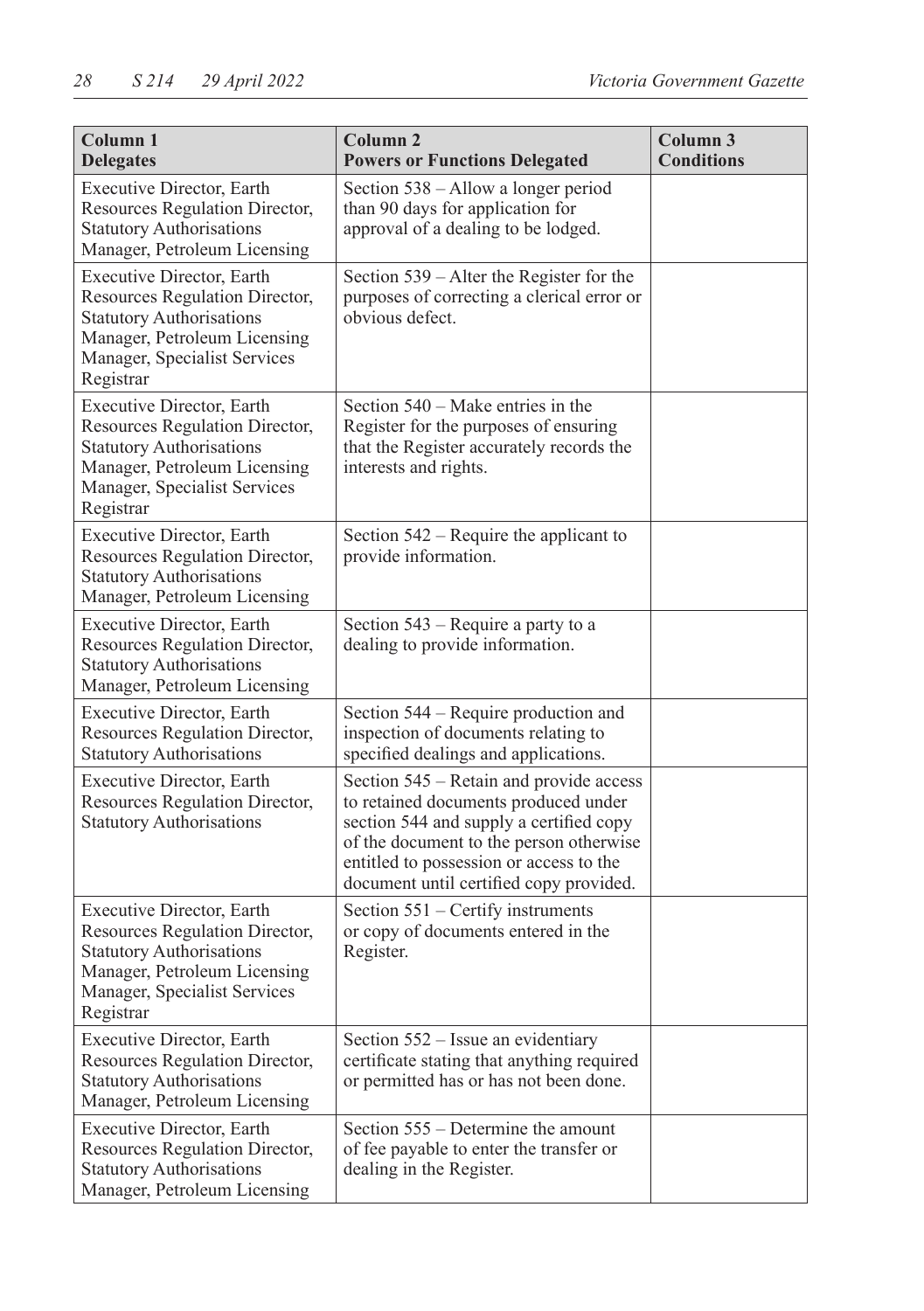| Column 1<br>Delegates | Column 2<br>Powers or Functions Delegated | Column 3<br>Conditions |
|---|---|---|
| Executive Director, Earth Resources Regulation Director, Statutory Authorisations Manager, Petroleum Licensing | Section 538 – Allow a longer period than 90 days for application for approval of a dealing to be lodged. | |
| Executive Director, Earth Resources Regulation Director, Statutory Authorisations Manager, Petroleum Licensing Manager, Specialist Services Registrar | Section 539 – Alter the Register for the purposes of correcting a clerical error or obvious defect. | |
| Executive Director, Earth Resources Regulation Director, Statutory Authorisations Manager, Petroleum Licensing Manager, Specialist Services Registrar | Section 540 – Make entries in the Register for the purposes of ensuring that the Register accurately records the interests and rights. | |
| Executive Director, Earth Resources Regulation Director, Statutory Authorisations Manager, Petroleum Licensing | Section 542 – Require the applicant to provide information. | |
| Executive Director, Earth Resources Regulation Director, Statutory Authorisations Manager, Petroleum Licensing | Section 543 – Require a party to a dealing to provide information. | |
| Executive Director, Earth Resources Regulation Director, Statutory Authorisations | Section 544 – Require production and inspection of documents relating to specified dealings and applications. | |
| Executive Director, Earth Resources Regulation Director, Statutory Authorisations | Section 545 – Retain and provide access to retained documents produced under section 544 and supply a certified copy of the document to the person otherwise entitled to possession or access to the document until certified copy provided. | |
| Executive Director, Earth Resources Regulation Director, Statutory Authorisations Manager, Petroleum Licensing Manager, Specialist Services Registrar | Section 551 – Certify instruments or copy of documents entered in the Register. | |
| Executive Director, Earth Resources Regulation Director, Statutory Authorisations Manager, Petroleum Licensing | Section 552 – Issue an evidentiary certificate stating that anything required or permitted has or has not been done. | |
| Executive Director, Earth Resources Regulation Director, Statutory Authorisations Manager, Petroleum Licensing | Section 555 – Determine the amount of fee payable to enter the transfer or dealing in the Register. | |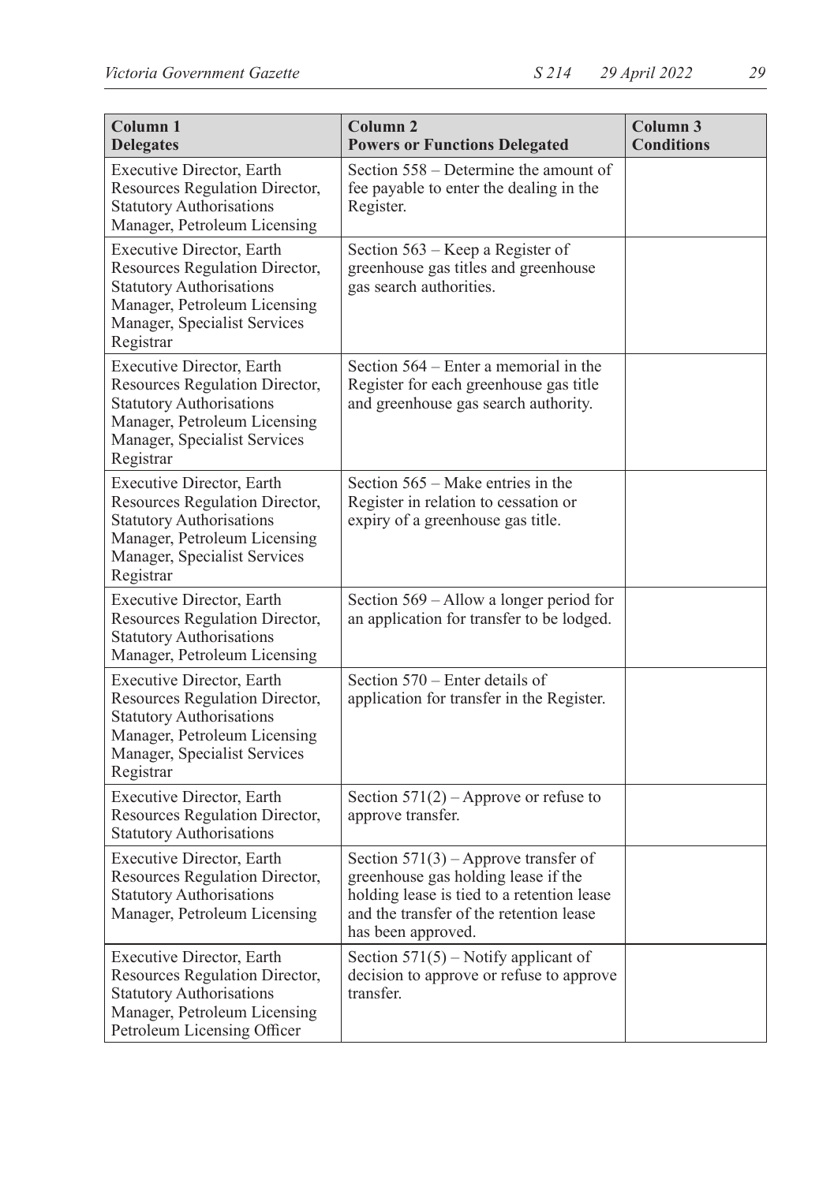| Column 1<br>Delegates | Column 2<br>Powers or Functions Delegated | Column 3<br>Conditions |
|---|---|---|
| Executive Director, Earth Resources Regulation Director, Statutory Authorisations Manager, Petroleum Licensing | Section 558 – Determine the amount of fee payable to enter the dealing in the Register. | |
| Executive Director, Earth Resources Regulation Director, Statutory Authorisations Manager, Petroleum Licensing Manager, Specialist Services Registrar | Section 563 – Keep a Register of greenhouse gas titles and greenhouse gas search authorities. | |
| Executive Director, Earth Resources Regulation Director, Statutory Authorisations Manager, Petroleum Licensing Manager, Specialist Services Registrar | Section 564 – Enter a memorial in the Register for each greenhouse gas title and greenhouse gas search authority. | |
| Executive Director, Earth Resources Regulation Director, Statutory Authorisations Manager, Petroleum Licensing Manager, Specialist Services Registrar | Section 565 – Make entries in the Register in relation to cessation or expiry of a greenhouse gas title. | |
| Executive Director, Earth Resources Regulation Director, Statutory Authorisations Manager, Petroleum Licensing | Section 569 – Allow a longer period for an application for transfer to be lodged. | |
| Executive Director, Earth Resources Regulation Director, Statutory Authorisations Manager, Petroleum Licensing Manager, Specialist Services Registrar | Section 570 – Enter details of application for transfer in the Register. | |
| Executive Director, Earth Resources Regulation Director, Statutory Authorisations | Section 571(2) – Approve or refuse to approve transfer. | |
| Executive Director, Earth Resources Regulation Director, Statutory Authorisations Manager, Petroleum Licensing | Section 571(3) – Approve transfer of greenhouse gas holding lease if the holding lease is tied to a retention lease and the transfer of the retention lease has been approved. | |
| Executive Director, Earth Resources Regulation Director, Statutory Authorisations Manager, Petroleum Licensing Petroleum Licensing Officer | Section 571(5) – Notify applicant of decision to approve or refuse to approve transfer. | |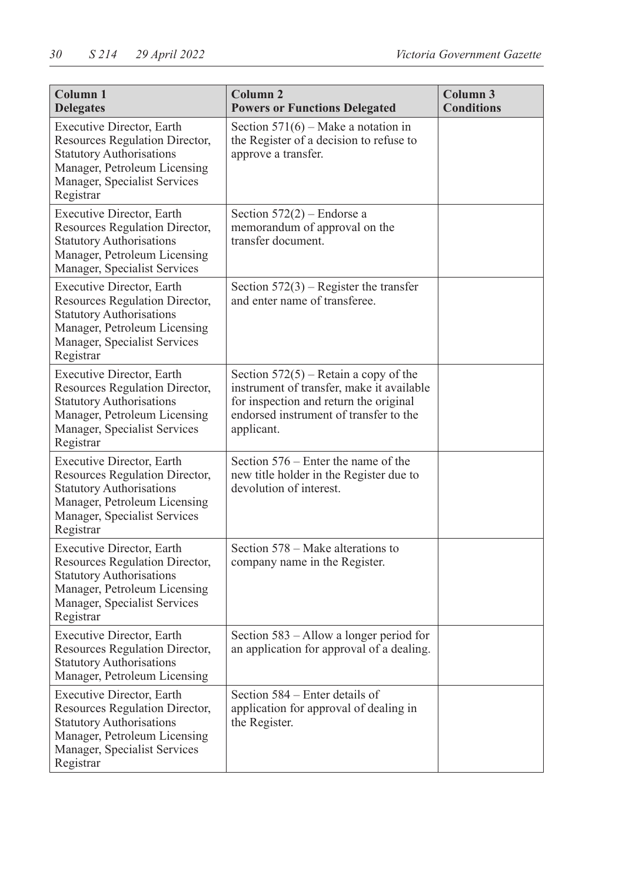| Column 1 Delegates | Column 2 Powers or Functions Delegated | Column 3 Conditions |
|---|---|---|
| Executive Director, Earth Resources Regulation Director, Statutory Authorisations Manager, Petroleum Licensing Manager, Specialist Services Registrar | Section 571(6) – Make a notation in the Register of a decision to refuse to approve a transfer. | |
| Executive Director, Earth Resources Regulation Director, Statutory Authorisations Manager, Petroleum Licensing Manager, Specialist Services | Section 572(2) – Endorse a memorandum of approval on the transfer document. | |
| Executive Director, Earth Resources Regulation Director, Statutory Authorisations Manager, Petroleum Licensing Manager, Specialist Services Registrar | Section 572(3) – Register the transfer and enter name of transferee. | |
| Executive Director, Earth Resources Regulation Director, Statutory Authorisations Manager, Petroleum Licensing Manager, Specialist Services Registrar | Section 572(5) – Retain a copy of the instrument of transfer, make it available for inspection and return the original endorsed instrument of transfer to the applicant. | |
| Executive Director, Earth Resources Regulation Director, Statutory Authorisations Manager, Petroleum Licensing Manager, Specialist Services Registrar | Section 576 – Enter the name of the new title holder in the Register due to devolution of interest. | |
| Executive Director, Earth Resources Regulation Director, Statutory Authorisations Manager, Petroleum Licensing Manager, Specialist Services Registrar | Section 578 – Make alterations to company name in the Register. | |
| Executive Director, Earth Resources Regulation Director, Statutory Authorisations Manager, Petroleum Licensing | Section 583 – Allow a longer period for an application for approval of a dealing. | |
| Executive Director, Earth Resources Regulation Director, Statutory Authorisations Manager, Petroleum Licensing Manager, Specialist Services Registrar | Section 584 – Enter details of application for approval of dealing in the Register. | |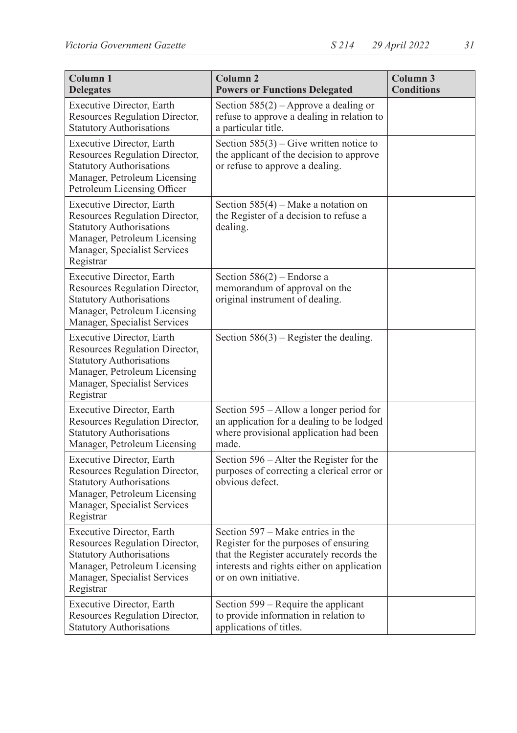| Column 1<br>Delegates | Column 2<br>Powers or Functions Delegated | Column 3<br>Conditions |
|---|---|---|
| Executive Director, Earth Resources Regulation Director, Statutory Authorisations | Section 585(2) – Approve a dealing or refuse to approve a dealing in relation to a particular title. | |
| Executive Director, Earth Resources Regulation Director, Statutory Authorisations Manager, Petroleum Licensing Petroleum Licensing Officer | Section 585(3) – Give written notice to the applicant of the decision to approve or refuse to approve a dealing. | |
| Executive Director, Earth Resources Regulation Director, Statutory Authorisations Manager, Petroleum Licensing Manager, Specialist Services Registrar | Section 585(4) – Make a notation on the Register of a decision to refuse a dealing. | |
| Executive Director, Earth Resources Regulation Director, Statutory Authorisations Manager, Petroleum Licensing Manager, Specialist Services | Section 586(2) – Endorse a memorandum of approval on the original instrument of dealing. | |
| Executive Director, Earth Resources Regulation Director, Statutory Authorisations Manager, Petroleum Licensing Manager, Specialist Services Registrar | Section 586(3) – Register the dealing. | |
| Executive Director, Earth Resources Regulation Director, Statutory Authorisations Manager, Petroleum Licensing | Section 595 – Allow a longer period for an application for a dealing to be lodged where provisional application had been made. | |
| Executive Director, Earth Resources Regulation Director, Statutory Authorisations Manager, Petroleum Licensing Manager, Specialist Services Registrar | Section 596 – Alter the Register for the purposes of correcting a clerical error or obvious defect. | |
| Executive Director, Earth Resources Regulation Director, Statutory Authorisations Manager, Petroleum Licensing Manager, Specialist Services Registrar | Section 597 – Make entries in the Register for the purposes of ensuring that the Register accurately records the interests and rights either on application or on own initiative. | |
| Executive Director, Earth Resources Regulation Director, Statutory Authorisations | Section 599 – Require the applicant to provide information in relation to applications of titles. | |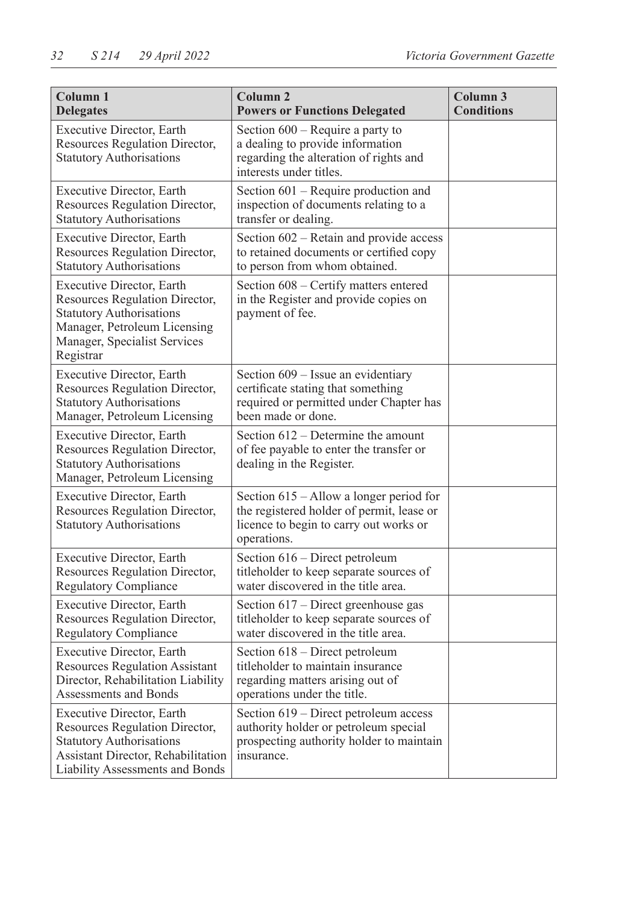| Column 1<br>Delegates | Column 2<br>Powers or Functions Delegated | Column 3<br>Conditions |
|---|---|---|
| Executive Director, Earth Resources Regulation Director, Statutory Authorisations | Section 600 – Require a party to a dealing to provide information regarding the alteration of rights and interests under titles. | |
| Executive Director, Earth Resources Regulation Director, Statutory Authorisations | Section 601 – Require production and inspection of documents relating to a transfer or dealing. | |
| Executive Director, Earth Resources Regulation Director, Statutory Authorisations | Section 602 – Retain and provide access to retained documents or certified copy to person from whom obtained. | |
| Executive Director, Earth Resources Regulation Director, Statutory Authorisations<br>Manager, Petroleum Licensing<br>Manager, Specialist Services<br>Registrar | Section 608 – Certify matters entered in the Register and provide copies on payment of fee. | |
| Executive Director, Earth Resources Regulation Director, Statutory Authorisations<br>Manager, Petroleum Licensing | Section 609 – Issue an evidentiary certificate stating that something required or permitted under Chapter has been made or done. | |
| Executive Director, Earth Resources Regulation Director, Statutory Authorisations<br>Manager, Petroleum Licensing | Section 612 – Determine the amount of fee payable to enter the transfer or dealing in the Register. | |
| Executive Director, Earth Resources Regulation Director, Statutory Authorisations | Section 615 – Allow a longer period for the registered holder of permit, lease or licence to begin to carry out works or operations. | |
| Executive Director, Earth Resources Regulation Director, Regulatory Compliance | Section 616 – Direct petroleum titleholder to keep separate sources of water discovered in the title area. | |
| Executive Director, Earth Resources Regulation Director, Regulatory Compliance | Section 617 – Direct greenhouse gas titleholder to keep separate sources of water discovered in the title area. | |
| Executive Director, Earth Resources Regulation Assistant Director, Rehabilitation Liability Assessments and Bonds | Section 618 – Direct petroleum titleholder to maintain insurance regarding matters arising out of operations under the title. | |
| Executive Director, Earth Resources Regulation Director, Statutory Authorisations<br>Assistant Director, Rehabilitation Liability Assessments and Bonds | Section 619 – Direct petroleum access authority holder or petroleum special prospecting authority holder to maintain insurance. | |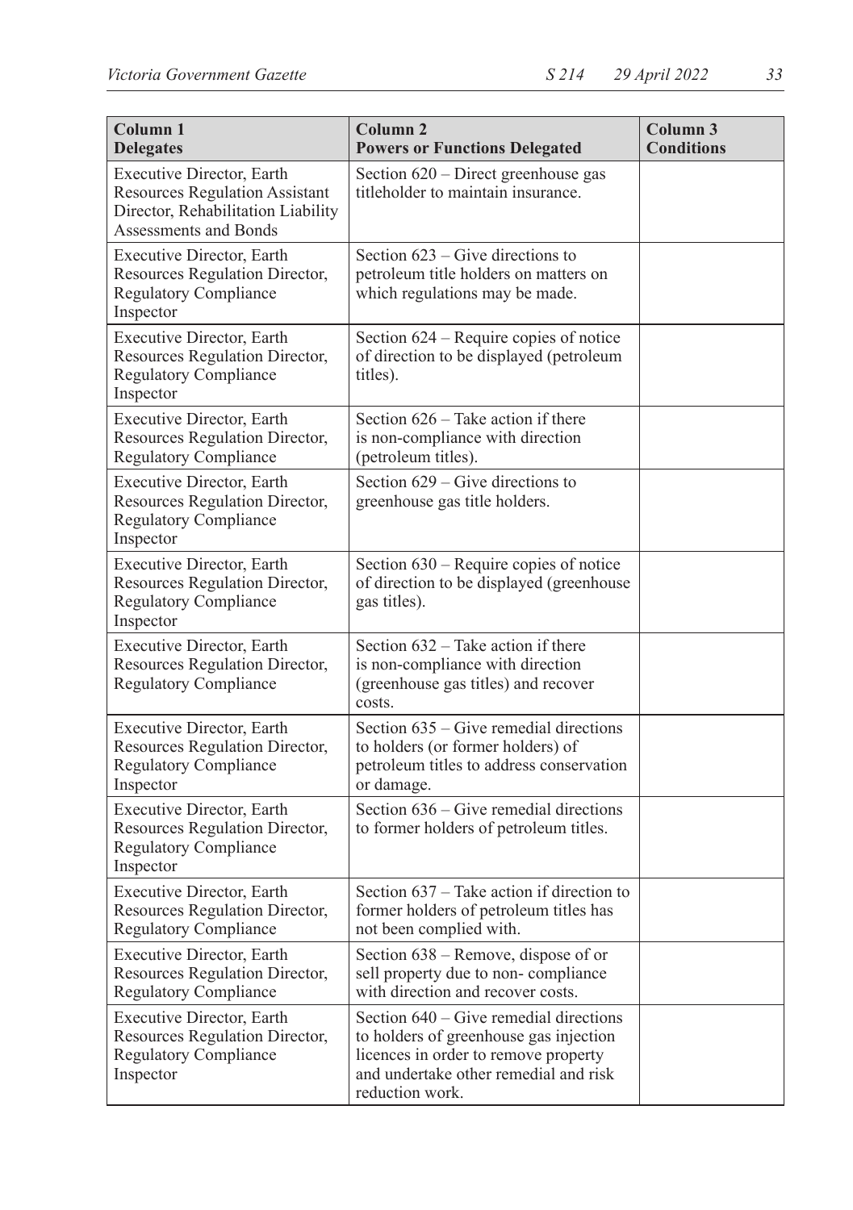| Column 1 Delegates | Column 2 Powers or Functions Delegated | Column 3 Conditions |
|---|---|---|
| Executive Director, Earth Resources Regulation Assistant Director, Rehabilitation Liability Assessments and Bonds | Section 620 – Direct greenhouse gas titleholder to maintain insurance. | |
| Executive Director, Earth Resources Regulation Director, Regulatory Compliance Inspector | Section 623 – Give directions to petroleum title holders on matters on which regulations may be made. | |
| Executive Director, Earth Resources Regulation Director, Regulatory Compliance Inspector | Section 624 – Require copies of notice of direction to be displayed (petroleum titles). | |
| Executive Director, Earth Resources Regulation Director, Regulatory Compliance | Section 626 – Take action if there is non-compliance with direction (petroleum titles). | |
| Executive Director, Earth Resources Regulation Director, Regulatory Compliance Inspector | Section 629 – Give directions to greenhouse gas title holders. | |
| Executive Director, Earth Resources Regulation Director, Regulatory Compliance Inspector | Section 630 – Require copies of notice of direction to be displayed (greenhouse gas titles). | |
| Executive Director, Earth Resources Regulation Director, Regulatory Compliance | Section 632 – Take action if there is non-compliance with direction (greenhouse gas titles) and recover costs. | |
| Executive Director, Earth Resources Regulation Director, Regulatory Compliance Inspector | Section 635 – Give remedial directions to holders (or former holders) of petroleum titles to address conservation or damage. | |
| Executive Director, Earth Resources Regulation Director, Regulatory Compliance Inspector | Section 636 – Give remedial directions to former holders of petroleum titles. | |
| Executive Director, Earth Resources Regulation Director, Regulatory Compliance | Section 637 – Take action if direction to former holders of petroleum titles has not been complied with. | |
| Executive Director, Earth Resources Regulation Director, Regulatory Compliance | Section 638 – Remove, dispose of or sell property due to non- compliance with direction and recover costs. | |
| Executive Director, Earth Resources Regulation Director, Regulatory Compliance Inspector | Section 640 – Give remedial directions to holders of greenhouse gas injection licences in order to remove property and undertake other remedial and risk reduction work. | |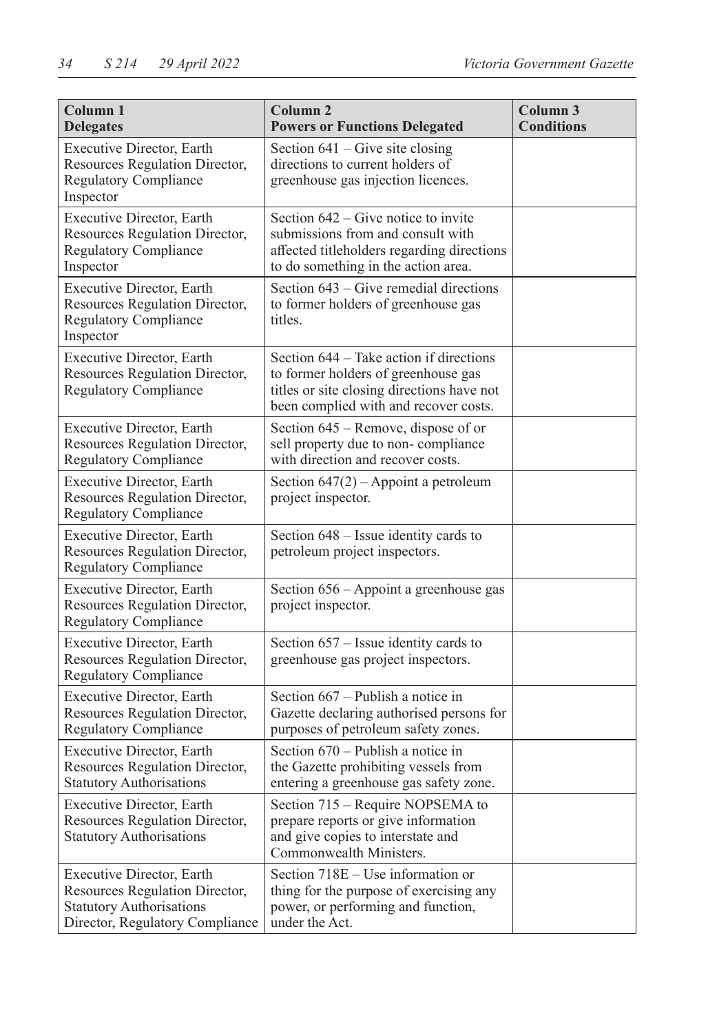| Column 1<br>Delegates | Column 2<br>Powers or Functions Delegated | Column 3<br>Conditions |
|---|---|---|
| Executive Director, Earth Resources Regulation Director, Regulatory Compliance Inspector | Section 641 – Give site closing directions to current holders of greenhouse gas injection licences. | |
| Executive Director, Earth Resources Regulation Director, Regulatory Compliance Inspector | Section 642 – Give notice to invite submissions from and consult with affected titleholders regarding directions to do something in the action area. | |
| Executive Director, Earth Resources Regulation Director, Regulatory Compliance Inspector | Section 643 – Give remedial directions to former holders of greenhouse gas titles. | |
| Executive Director, Earth Resources Regulation Director, Regulatory Compliance | Section 644 – Take action if directions to former holders of greenhouse gas titles or site closing directions have not been complied with and recover costs. | |
| Executive Director, Earth Resources Regulation Director, Regulatory Compliance | Section 645 – Remove, dispose of or sell property due to non- compliance with direction and recover costs. | |
| Executive Director, Earth Resources Regulation Director, Regulatory Compliance | Section 647(2) – Appoint a petroleum project inspector. | |
| Executive Director, Earth Resources Regulation Director, Regulatory Compliance | Section 648 – Issue identity cards to petroleum project inspectors. | |
| Executive Director, Earth Resources Regulation Director, Regulatory Compliance | Section 656 – Appoint a greenhouse gas project inspector. | |
| Executive Director, Earth Resources Regulation Director, Regulatory Compliance | Section 657 – Issue identity cards to greenhouse gas project inspectors. | |
| Executive Director, Earth Resources Regulation Director, Regulatory Compliance | Section 667 – Publish a notice in Gazette declaring authorised persons for purposes of petroleum safety zones. | |
| Executive Director, Earth Resources Regulation Director, Statutory Authorisations | Section 670 – Publish a notice in the Gazette prohibiting vessels from entering a greenhouse gas safety zone. | |
| Executive Director, Earth Resources Regulation Director, Statutory Authorisations | Section 715 – Require NOPSEMA to prepare reports or give information and give copies to interstate and Commonwealth Ministers. | |
| Executive Director, Earth Resources Regulation Director, Statutory Authorisations Director, Regulatory Compliance | Section 718E – Use information or thing for the purpose of exercising any power, or performing and function, under the Act. | |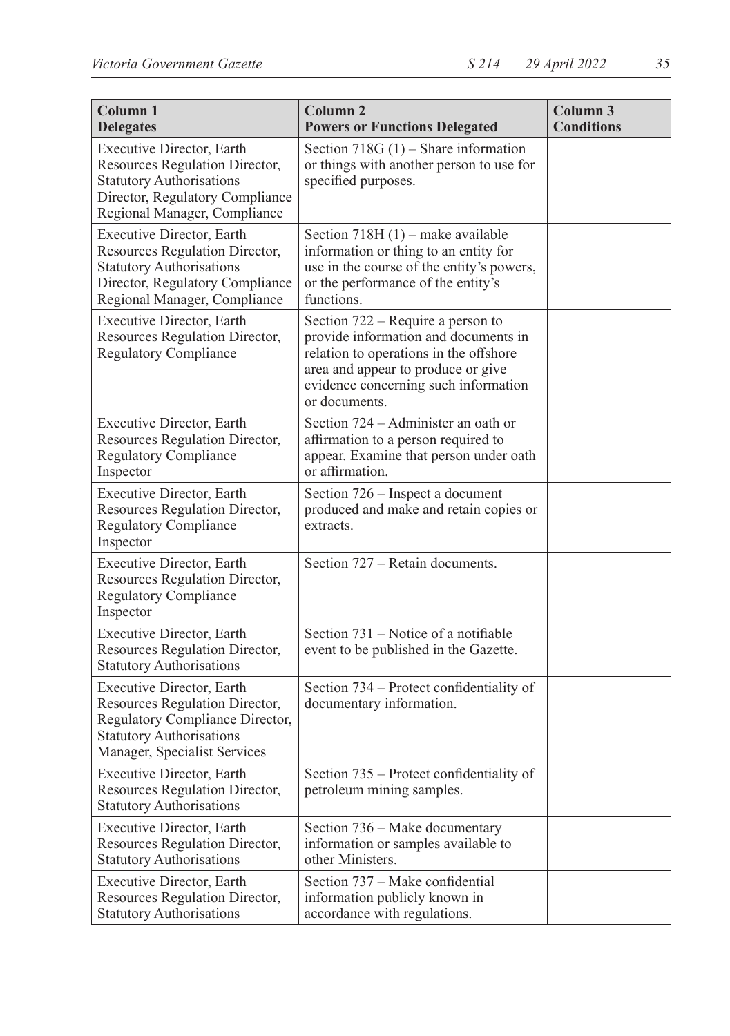| Column 1<br>Delegates | Column 2<br>Powers or Functions Delegated | Column 3<br>Conditions |
|---|---|---|
| Executive Director, Earth Resources Regulation Director, Statutory Authorisations Director, Regulatory Compliance Regional Manager, Compliance | Section 718G (1) – Share information or things with another person to use for specified purposes. | |
| Executive Director, Earth Resources Regulation Director, Statutory Authorisations Director, Regulatory Compliance Regional Manager, Compliance | Section 718H (1) – make available information or thing to an entity for use in the course of the entity's powers, or the performance of the entity's functions. | |
| Executive Director, Earth Resources Regulation Director, Regulatory Compliance | Section 722 – Require a person to provide information and documents in relation to operations in the offshore area and appear to produce or give evidence concerning such information or documents. | |
| Executive Director, Earth Resources Regulation Director, Regulatory Compliance Inspector | Section 724 – Administer an oath or affirmation to a person required to appear. Examine that person under oath or affirmation. | |
| Executive Director, Earth Resources Regulation Director, Regulatory Compliance Inspector | Section 726 – Inspect a document produced and make and retain copies or extracts. | |
| Executive Director, Earth Resources Regulation Director, Regulatory Compliance Inspector | Section 727 – Retain documents. | |
| Executive Director, Earth Resources Regulation Director, Statutory Authorisations | Section 731 – Notice of a notifiable event to be published in the Gazette. | |
| Executive Director, Earth Resources Regulation Director, Regulatory Compliance Director, Statutory Authorisations Manager, Specialist Services | Section 734 – Protect confidentiality of documentary information. | |
| Executive Director, Earth Resources Regulation Director, Statutory Authorisations | Section 735 – Protect confidentiality of petroleum mining samples. | |
| Executive Director, Earth Resources Regulation Director, Statutory Authorisations | Section 736 – Make documentary information or samples available to other Ministers. | |
| Executive Director, Earth Resources Regulation Director, Statutory Authorisations | Section 737 – Make confidential information publicly known in accordance with regulations. | |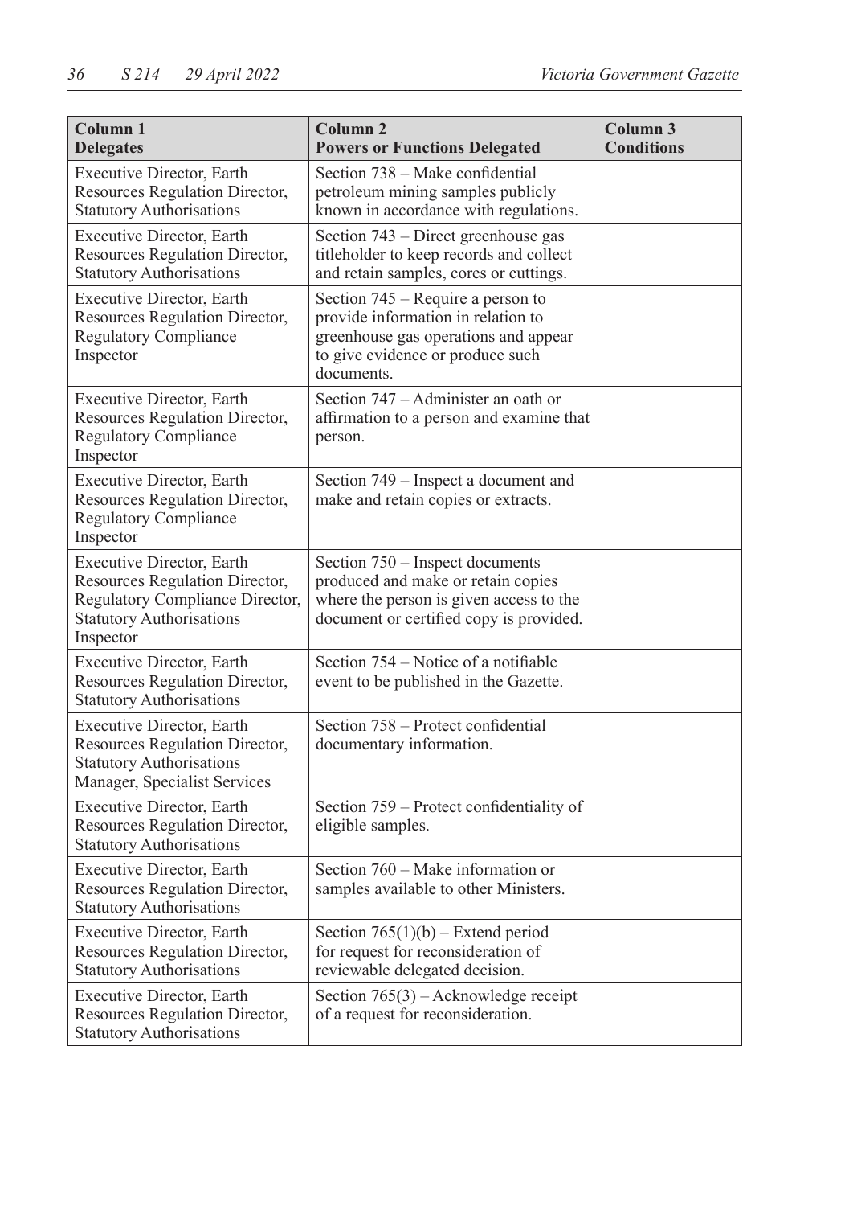| Column 1<br>Delegates | Column 2<br>Powers or Functions Delegated | Column 3<br>Conditions |
|---|---|---|
| Executive Director, Earth Resources Regulation Director, Statutory Authorisations | Section 738 – Make confidential petroleum mining samples publicly known in accordance with regulations. | |
| Executive Director, Earth Resources Regulation Director, Statutory Authorisations | Section 743 – Direct greenhouse gas titleholder to keep records and collect and retain samples, cores or cuttings. | |
| Executive Director, Earth Resources Regulation Director, Regulatory Compliance Inspector | Section 745 – Require a person to provide information in relation to greenhouse gas operations and appear to give evidence or produce such documents. | |
| Executive Director, Earth Resources Regulation Director, Regulatory Compliance Inspector | Section 747 – Administer an oath or affirmation to a person and examine that person. | |
| Executive Director, Earth Resources Regulation Director, Regulatory Compliance Inspector | Section 749 – Inspect a document and make and retain copies or extracts. | |
| Executive Director, Earth Resources Regulation Director, Regulatory Compliance Director, Statutory Authorisations Inspector | Section 750 – Inspect documents produced and make or retain copies where the person is given access to the document or certified copy is provided. | |
| Executive Director, Earth Resources Regulation Director, Statutory Authorisations | Section 754 – Notice of a notifiable event to be published in the Gazette. | |
| Executive Director, Earth Resources Regulation Director, Statutory Authorisations Manager, Specialist Services | Section 758 – Protect confidential documentary information. | |
| Executive Director, Earth Resources Regulation Director, Statutory Authorisations | Section 759 – Protect confidentiality of eligible samples. | |
| Executive Director, Earth Resources Regulation Director, Statutory Authorisations | Section 760 – Make information or samples available to other Ministers. | |
| Executive Director, Earth Resources Regulation Director, Statutory Authorisations | Section 765(1)(b) – Extend period for request for reconsideration of reviewable delegated decision. | |
| Executive Director, Earth Resources Regulation Director, Statutory Authorisations | Section 765(3) – Acknowledge receipt of a request for reconsideration. | |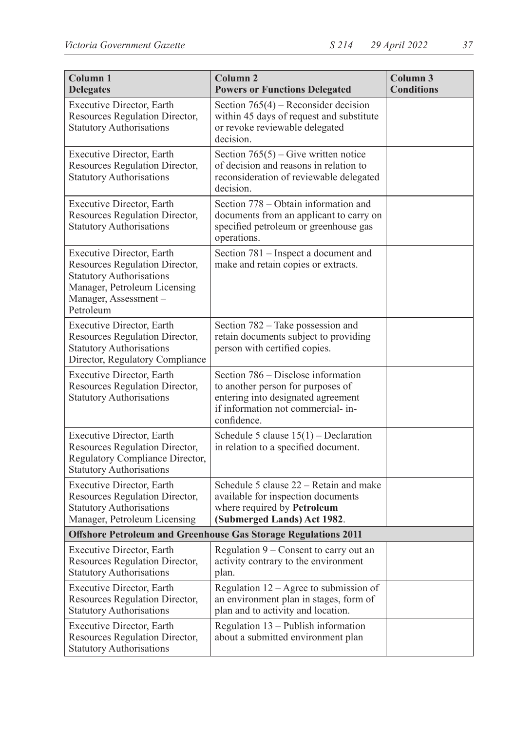| Column 1<br>Delegates | Column 2<br>Powers or Functions Delegated | Column 3<br>Conditions |
|---|---|---|
| Executive Director, Earth Resources Regulation Director, Statutory Authorisations | Section 765(4) – Reconsider decision within 45 days of request and substitute or revoke reviewable delegated decision. | |
| Executive Director, Earth Resources Regulation Director, Statutory Authorisations | Section 765(5) – Give written notice of decision and reasons in relation to reconsideration of reviewable delegated decision. | |
| Executive Director, Earth Resources Regulation Director, Statutory Authorisations | Section 778 – Obtain information and documents from an applicant to carry on specified petroleum or greenhouse gas operations. | |
| Executive Director, Earth Resources Regulation Director, Statutory Authorisations Manager, Petroleum Licensing Manager, Assessment – Petroleum | Section 781 – Inspect a document and make and retain copies or extracts. | |
| Executive Director, Earth Resources Regulation Director, Statutory Authorisations Director, Regulatory Compliance | Section 782 – Take possession and retain documents subject to providing person with certified copies. | |
| Executive Director, Earth Resources Regulation Director, Statutory Authorisations | Section 786 – Disclose information to another person for purposes of entering into designated agreement if information not commercial- in-confidence. | |
| Executive Director, Earth Resources Regulation Director, Regulatory Compliance Director, Statutory Authorisations | Schedule 5 clause 15(1) – Declaration in relation to a specified document. | |
| Executive Director, Earth Resources Regulation Director, Statutory Authorisations Manager, Petroleum Licensing | Schedule 5 clause 22 – Retain and make available for inspection documents where required by **Petroleum (Submerged Lands) Act 1982**. | |
| **Offshore Petroleum and Greenhouse Gas Storage Regulations 2011** | | |
| Executive Director, Earth Resources Regulation Director, Statutory Authorisations | Regulation 9 – Consent to carry out an activity contrary to the environment plan. | |
| Executive Director, Earth Resources Regulation Director, Statutory Authorisations | Regulation 12 – Agree to submission of an environment plan in stages, form of plan and to activity and location. | |
| Executive Director, Earth Resources Regulation Director, Statutory Authorisations | Regulation 13 – Publish information about a submitted environment plan | |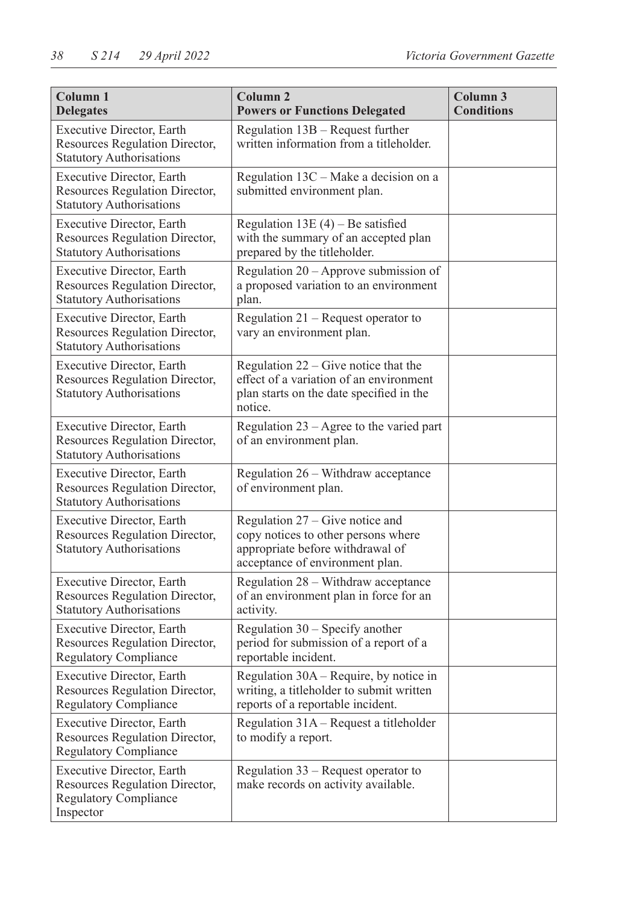| Column 1<br>Delegates | Column 2<br>Powers or Functions Delegated | Column 3<br>Conditions |
|---|---|---|
| Executive Director, Earth Resources Regulation Director, Statutory Authorisations | Regulation 13B – Request further written information from a titleholder. | |
| Executive Director, Earth Resources Regulation Director, Statutory Authorisations | Regulation 13C – Make a decision on a submitted environment plan. | |
| Executive Director, Earth Resources Regulation Director, Statutory Authorisations | Regulation 13E (4) – Be satisfied with the summary of an accepted plan prepared by the titleholder. | |
| Executive Director, Earth Resources Regulation Director, Statutory Authorisations | Regulation 20 – Approve submission of a proposed variation to an environment plan. | |
| Executive Director, Earth Resources Regulation Director, Statutory Authorisations | Regulation 21 – Request operator to vary an environment plan. | |
| Executive Director, Earth Resources Regulation Director, Statutory Authorisations | Regulation 22 – Give notice that the effect of a variation of an environment plan starts on the date specified in the notice. | |
| Executive Director, Earth Resources Regulation Director, Statutory Authorisations | Regulation 23 – Agree to the varied part of an environment plan. | |
| Executive Director, Earth Resources Regulation Director, Statutory Authorisations | Regulation 26 – Withdraw acceptance of environment plan. | |
| Executive Director, Earth Resources Regulation Director, Statutory Authorisations | Regulation 27 – Give notice and copy notices to other persons where appropriate before withdrawal of acceptance of environment plan. | |
| Executive Director, Earth Resources Regulation Director, Statutory Authorisations | Regulation 28 – Withdraw acceptance of an environment plan in force for an activity. | |
| Executive Director, Earth Resources Regulation Director, Regulatory Compliance | Regulation 30 – Specify another period for submission of a report of a reportable incident. | |
| Executive Director, Earth Resources Regulation Director, Regulatory Compliance | Regulation 30A – Require, by notice in writing, a titleholder to submit written reports of a reportable incident. | |
| Executive Director, Earth Resources Regulation Director, Regulatory Compliance | Regulation 31A – Request a titleholder to modify a report. | |
| Executive Director, Earth Resources Regulation Director, Regulatory Compliance Inspector | Regulation 33 – Request operator to make records on activity available. | |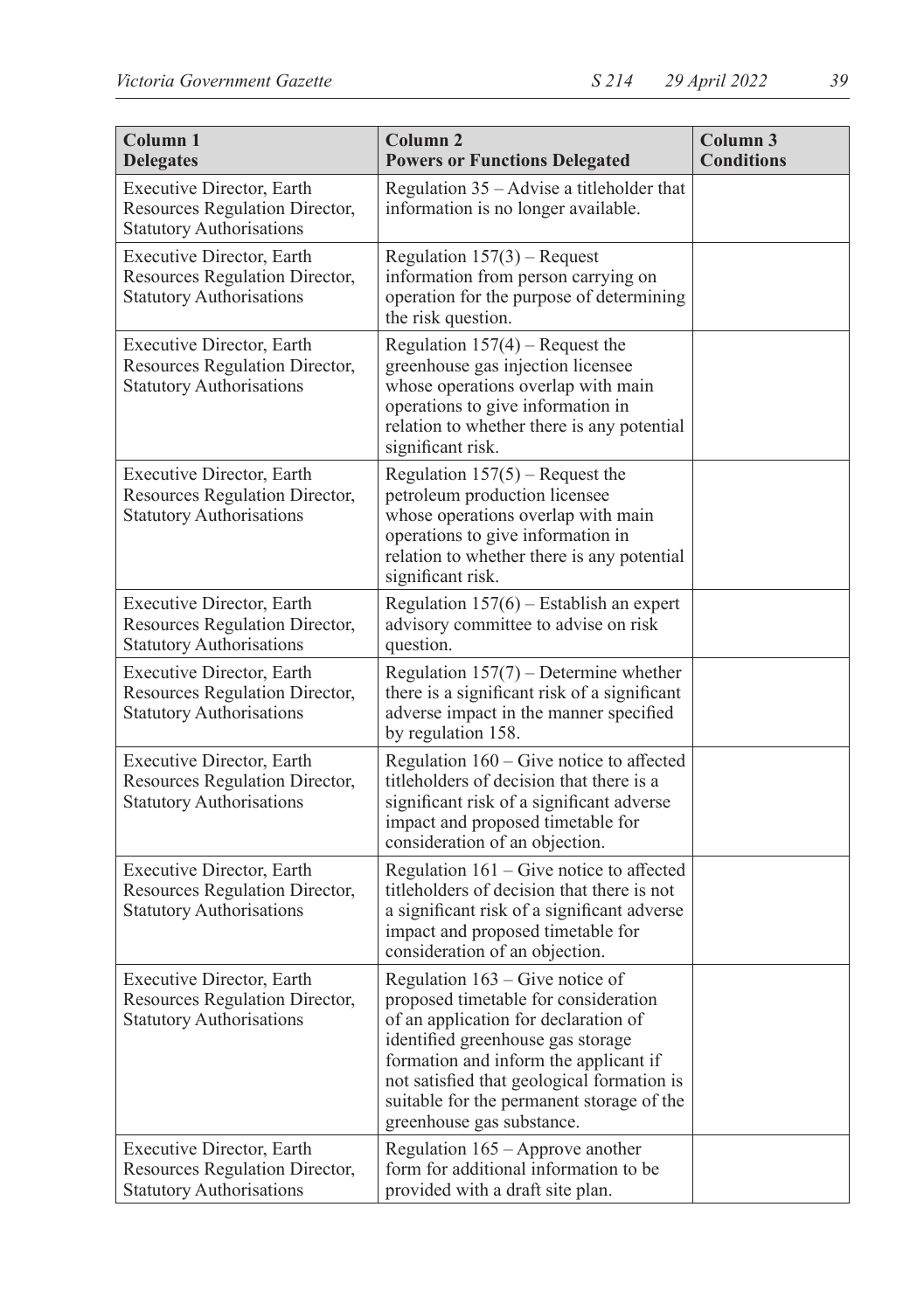| Column 1<br>**Delegates** | Column 2<br>**Powers or Functions Delegated** | Column 3<br>**Conditions** |
|---|---|---|
| Executive Director, Earth Resources Regulation Director, Statutory Authorisations | Regulation 35 – Advise a titleholder that information is no longer available. | |
| Executive Director, Earth Resources Regulation Director, Statutory Authorisations | Regulation 157(3) – Request information from person carrying on operation for the purpose of determining the risk question. | |
| Executive Director, Earth Resources Regulation Director, Statutory Authorisations | Regulation 157(4) – Request the greenhouse gas injection licensee whose operations overlap with main operations to give information in relation to whether there is any potential significant risk. | |
| Executive Director, Earth Resources Regulation Director, Statutory Authorisations | Regulation 157(5) – Request the petroleum production licensee whose operations overlap with main operations to give information in relation to whether there is any potential significant risk. | |
| Executive Director, Earth Resources Regulation Director, Statutory Authorisations | Regulation 157(6) – Establish an expert advisory committee to advise on risk question. | |
| Executive Director, Earth Resources Regulation Director, Statutory Authorisations | Regulation 157(7) – Determine whether there is a significant risk of a significant adverse impact in the manner specified by regulation 158. | |
| Executive Director, Earth Resources Regulation Director, Statutory Authorisations | Regulation 160 – Give notice to affected titleholders of decision that there is a significant risk of a significant adverse impact and proposed timetable for consideration of an objection. | |
| Executive Director, Earth Resources Regulation Director, Statutory Authorisations | Regulation 161 – Give notice to affected titleholders of decision that there is not a significant risk of a significant adverse impact and proposed timetable for consideration of an objection. | |
| Executive Director, Earth Resources Regulation Director, Statutory Authorisations | Regulation 163 – Give notice of proposed timetable for consideration of an application for declaration of identified greenhouse gas storage formation and inform the applicant if not satisfied that geological formation is suitable for the permanent storage of the greenhouse gas substance. | |
| Executive Director, Earth Resources Regulation Director, Statutory Authorisations | Regulation 165 – Approve another form for additional information to be provided with a draft site plan. | |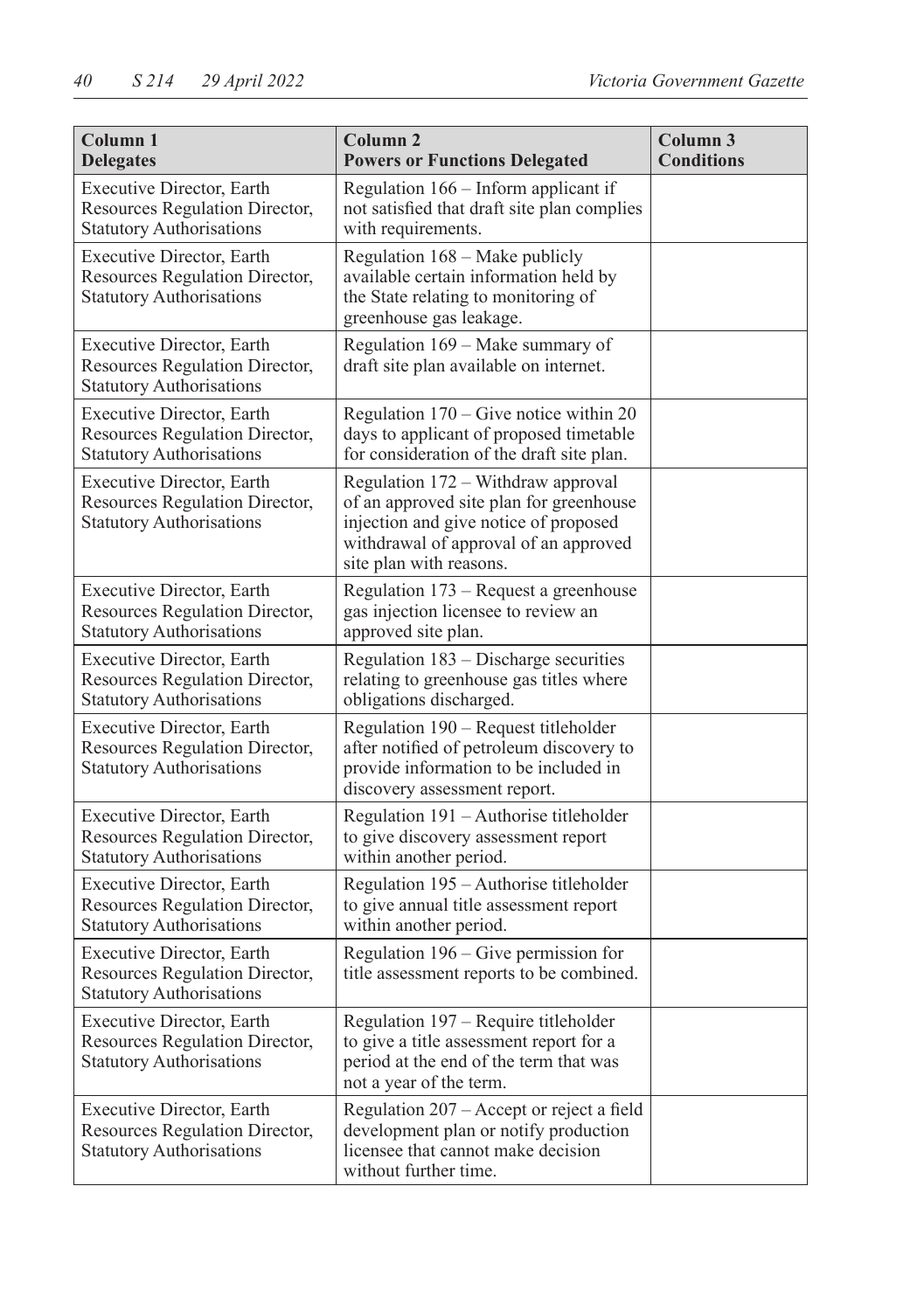| Column 1<br>Delegates | Column 2<br>Powers or Functions Delegated | Column 3<br>Conditions |
|---|---|---|
| Executive Director, Earth Resources Regulation Director, Statutory Authorisations | Regulation 166 – Inform applicant if not satisfied that draft site plan complies with requirements. | |
| Executive Director, Earth Resources Regulation Director, Statutory Authorisations | Regulation 168 – Make publicly available certain information held by the State relating to monitoring of greenhouse gas leakage. | |
| Executive Director, Earth Resources Regulation Director, Statutory Authorisations | Regulation 169 – Make summary of draft site plan available on internet. | |
| Executive Director, Earth Resources Regulation Director, Statutory Authorisations | Regulation 170 – Give notice within 20 days to applicant of proposed timetable for consideration of the draft site plan. | |
| Executive Director, Earth Resources Regulation Director, Statutory Authorisations | Regulation 172 – Withdraw approval of an approved site plan for greenhouse injection and give notice of proposed withdrawal of approval of an approved site plan with reasons. | |
| Executive Director, Earth Resources Regulation Director, Statutory Authorisations | Regulation 173 – Request a greenhouse gas injection licensee to review an approved site plan. | |
| Executive Director, Earth Resources Regulation Director, Statutory Authorisations | Regulation 183 – Discharge securities relating to greenhouse gas titles where obligations discharged. | |
| Executive Director, Earth Resources Regulation Director, Statutory Authorisations | Regulation 190 – Request titleholder after notified of petroleum discovery to provide information to be included in discovery assessment report. | |
| Executive Director, Earth Resources Regulation Director, Statutory Authorisations | Regulation 191 – Authorise titleholder to give discovery assessment report within another period. | |
| Executive Director, Earth Resources Regulation Director, Statutory Authorisations | Regulation 195 – Authorise titleholder to give annual title assessment report within another period. | |
| Executive Director, Earth Resources Regulation Director, Statutory Authorisations | Regulation 196 – Give permission for title assessment reports to be combined. | |
| Executive Director, Earth Resources Regulation Director, Statutory Authorisations | Regulation 197 – Require titleholder to give a title assessment report for a period at the end of the term that was not a year of the term. | |
| Executive Director, Earth Resources Regulation Director, Statutory Authorisations | Regulation 207 – Accept or reject a field development plan or notify production licensee that cannot make decision without further time. | |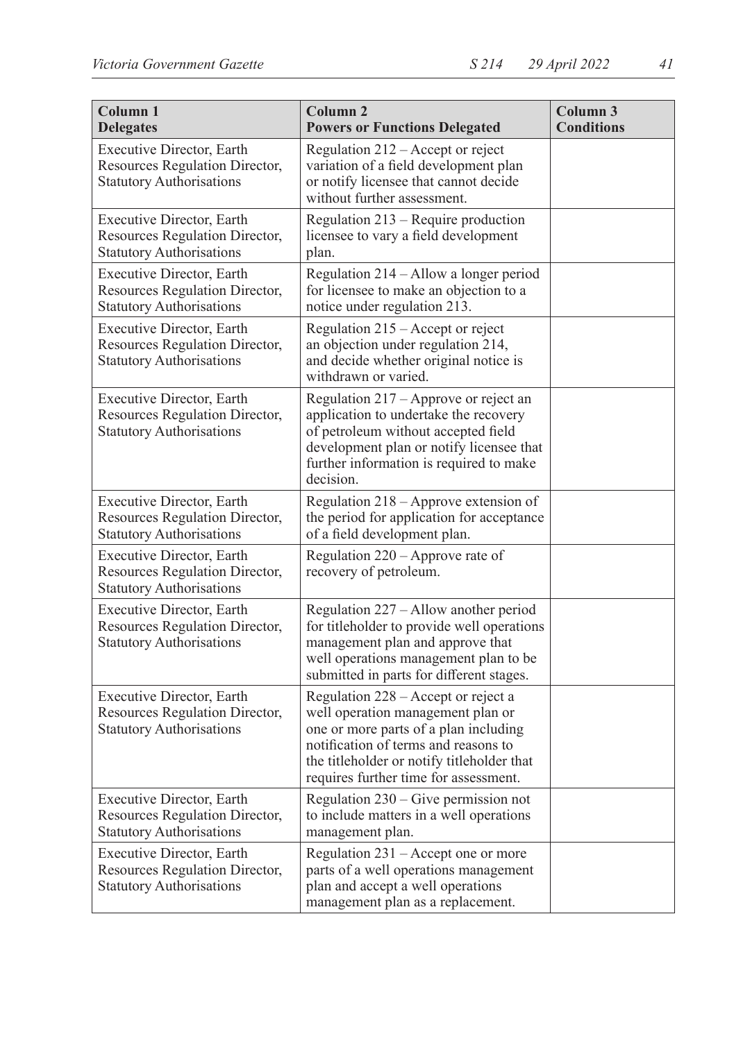| Column 1<br>Delegates | Column 2<br>Powers or Functions Delegated | Column 3<br>Conditions |
|---|---|---|
| Executive Director, Earth Resources Regulation Director, Statutory Authorisations | Regulation 212 – Accept or reject variation of a field development plan or notify licensee that cannot decide without further assessment. | |
| Executive Director, Earth Resources Regulation Director, Statutory Authorisations | Regulation 213 – Require production licensee to vary a field development plan. | |
| Executive Director, Earth Resources Regulation Director, Statutory Authorisations | Regulation 214 – Allow a longer period for licensee to make an objection to a notice under regulation 213. | |
| Executive Director, Earth Resources Regulation Director, Statutory Authorisations | Regulation 215 – Accept or reject an objection under regulation 214, and decide whether original notice is withdrawn or varied. | |
| Executive Director, Earth Resources Regulation Director, Statutory Authorisations | Regulation 217 – Approve or reject an application to undertake the recovery of petroleum without accepted field development plan or notify licensee that further information is required to make decision. | |
| Executive Director, Earth Resources Regulation Director, Statutory Authorisations | Regulation 218 – Approve extension of the period for application for acceptance of a field development plan. | |
| Executive Director, Earth Resources Regulation Director, Statutory Authorisations | Regulation 220 – Approve rate of recovery of petroleum. | |
| Executive Director, Earth Resources Regulation Director, Statutory Authorisations | Regulation 227 – Allow another period for titleholder to provide well operations management plan and approve that well operations management plan to be submitted in parts for different stages. | |
| Executive Director, Earth Resources Regulation Director, Statutory Authorisations | Regulation 228 – Accept or reject a well operation management plan or one or more parts of a plan including notification of terms and reasons to the titleholder or notify titleholder that requires further time for assessment. | |
| Executive Director, Earth Resources Regulation Director, Statutory Authorisations | Regulation 230 – Give permission not to include matters in a well operations management plan. | |
| Executive Director, Earth Resources Regulation Director, Statutory Authorisations | Regulation 231 – Accept one or more parts of a well operations management plan and accept a well operations management plan as a replacement. | |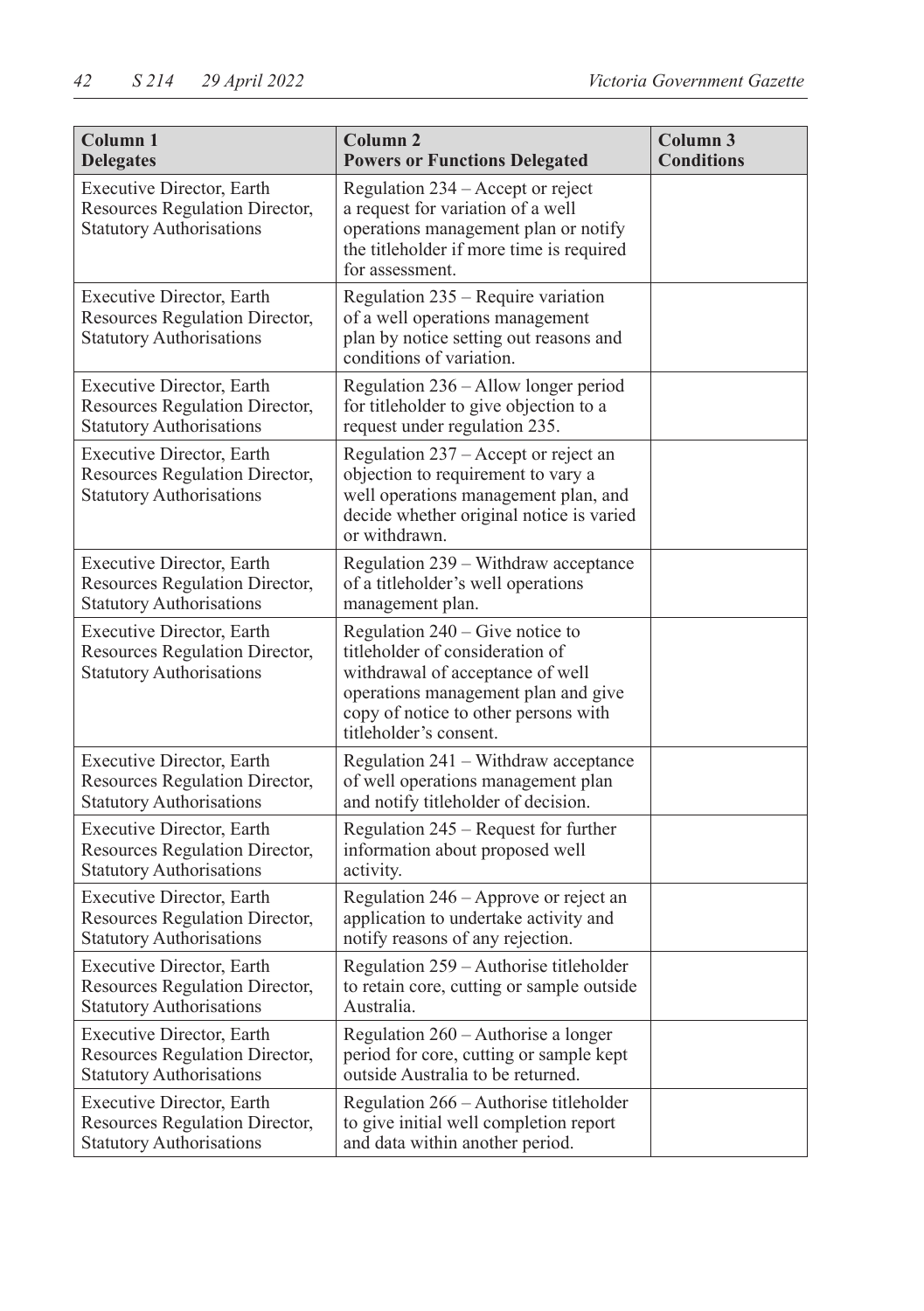| Column 1<br>Delegates | Column 2<br>Powers or Functions Delegated | Column 3<br>Conditions |
|---|---|---|
| Executive Director, Earth Resources Regulation Director, Statutory Authorisations | Regulation 234 – Accept or reject a request for variation of a well operations management plan or notify the titleholder if more time is required for assessment. | |
| Executive Director, Earth Resources Regulation Director, Statutory Authorisations | Regulation 235 – Require variation of a well operations management plan by notice setting out reasons and conditions of variation. | |
| Executive Director, Earth Resources Regulation Director, Statutory Authorisations | Regulation 236 – Allow longer period for titleholder to give objection to a request under regulation 235. | |
| Executive Director, Earth Resources Regulation Director, Statutory Authorisations | Regulation 237 – Accept or reject an objection to requirement to vary a well operations management plan, and decide whether original notice is varied or withdrawn. | |
| Executive Director, Earth Resources Regulation Director, Statutory Authorisations | Regulation 239 – Withdraw acceptance of a titleholder's well operations management plan. | |
| Executive Director, Earth Resources Regulation Director, Statutory Authorisations | Regulation 240 – Give notice to titleholder of consideration of withdrawal of acceptance of well operations management plan and give copy of notice to other persons with titleholder's consent. | |
| Executive Director, Earth Resources Regulation Director, Statutory Authorisations | Regulation 241 – Withdraw acceptance of well operations management plan and notify titleholder of decision. | |
| Executive Director, Earth Resources Regulation Director, Statutory Authorisations | Regulation 245 – Request for further information about proposed well activity. | |
| Executive Director, Earth Resources Regulation Director, Statutory Authorisations | Regulation 246 – Approve or reject an application to undertake activity and notify reasons of any rejection. | |
| Executive Director, Earth Resources Regulation Director, Statutory Authorisations | Regulation 259 – Authorise titleholder to retain core, cutting or sample outside Australia. | |
| Executive Director, Earth Resources Regulation Director, Statutory Authorisations | Regulation 260 – Authorise a longer period for core, cutting or sample kept outside Australia to be returned. | |
| Executive Director, Earth Resources Regulation Director, Statutory Authorisations | Regulation 266 – Authorise titleholder to give initial well completion report and data within another period. | |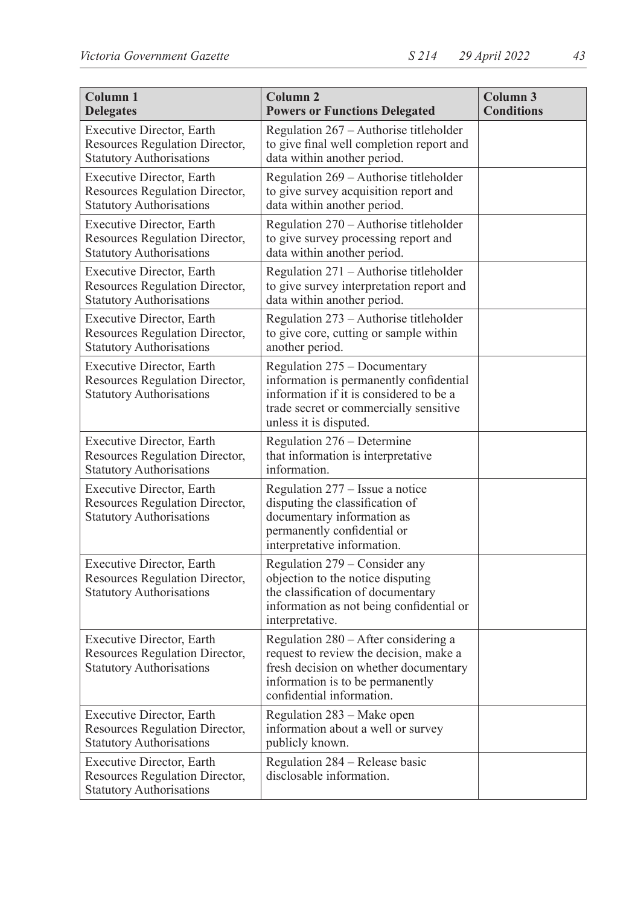| Column 1<br>Delegates | Column 2<br>Powers or Functions Delegated | Column 3<br>Conditions |
|---|---|---|
| Executive Director, Earth Resources Regulation Director, Statutory Authorisations | Regulation 267 – Authorise titleholder to give final well completion report and data within another period. | |
| Executive Director, Earth Resources Regulation Director, Statutory Authorisations | Regulation 269 – Authorise titleholder to give survey acquisition report and data within another period. | |
| Executive Director, Earth Resources Regulation Director, Statutory Authorisations | Regulation 270 – Authorise titleholder to give survey processing report and data within another period. | |
| Executive Director, Earth Resources Regulation Director, Statutory Authorisations | Regulation 271 – Authorise titleholder to give survey interpretation report and data within another period. | |
| Executive Director, Earth Resources Regulation Director, Statutory Authorisations | Regulation 273 – Authorise titleholder to give core, cutting or sample within another period. | |
| Executive Director, Earth Resources Regulation Director, Statutory Authorisations | Regulation 275 – Documentary information is permanently confidential information if it is considered to be a trade secret or commercially sensitive unless it is disputed. | |
| Executive Director, Earth Resources Regulation Director, Statutory Authorisations | Regulation 276 – Determine that information is interpretative information. | |
| Executive Director, Earth Resources Regulation Director, Statutory Authorisations | Regulation 277 – Issue a notice disputing the classification of documentary information as permanently confidential or interpretative information. | |
| Executive Director, Earth Resources Regulation Director, Statutory Authorisations | Regulation 279 – Consider any objection to the notice disputing the classification of documentary information as not being confidential or interpretative. | |
| Executive Director, Earth Resources Regulation Director, Statutory Authorisations | Regulation 280 – After considering a request to review the decision, make a fresh decision on whether documentary information is to be permanently confidential information. | |
| Executive Director, Earth Resources Regulation Director, Statutory Authorisations | Regulation 283 – Make open information about a well or survey publicly known. | |
| Executive Director, Earth Resources Regulation Director, Statutory Authorisations | Regulation 284 – Release basic disclosable information. | |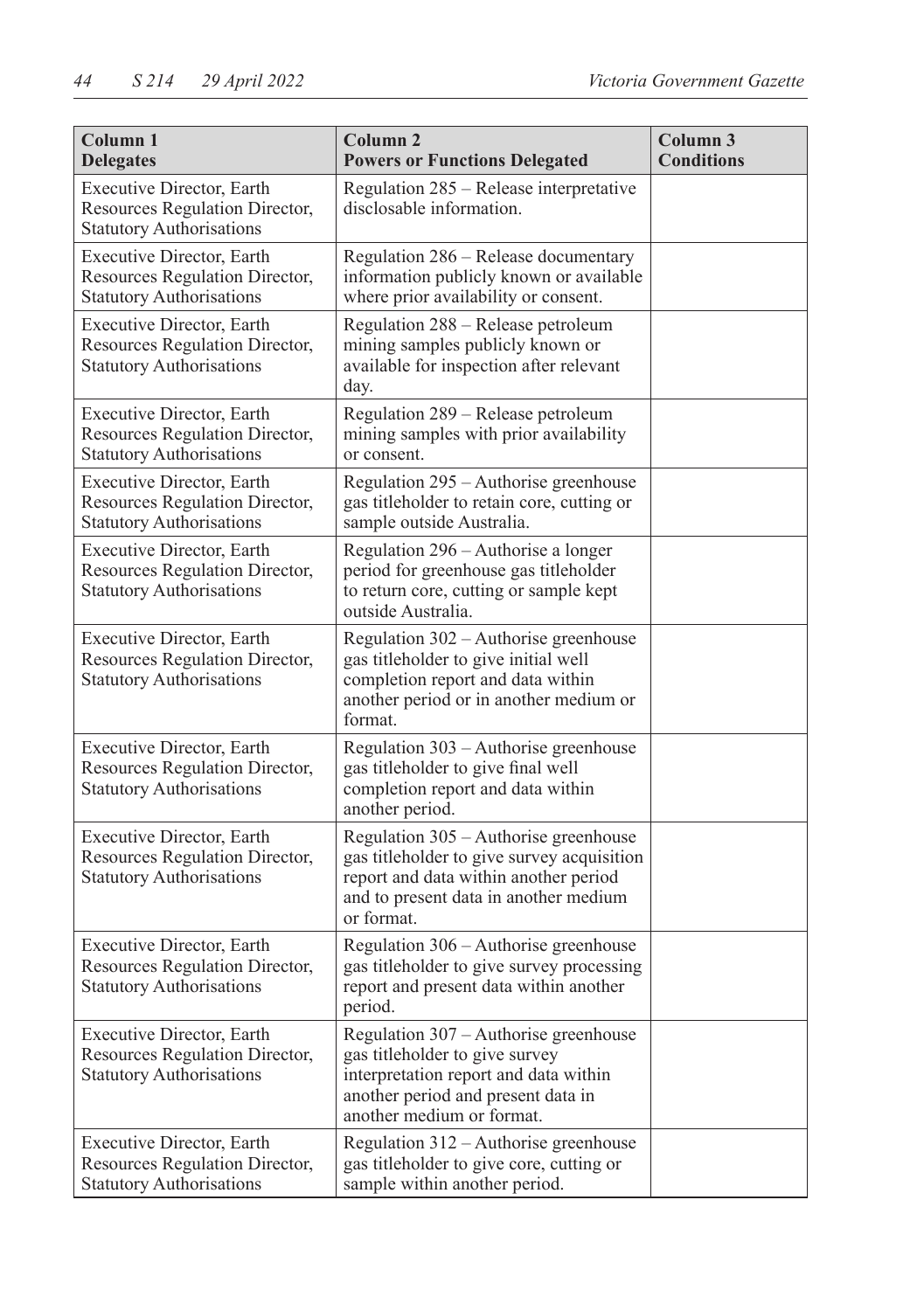| Column 1<br>Delegates | Column 2<br>Powers or Functions Delegated | Column 3<br>Conditions |
|---|---|---|
| Executive Director, Earth Resources Regulation Director, Statutory Authorisations | Regulation 285 – Release interpretative disclosable information. | |
| Executive Director, Earth Resources Regulation Director, Statutory Authorisations | Regulation 286 – Release documentary information publicly known or available where prior availability or consent. | |
| Executive Director, Earth Resources Regulation Director, Statutory Authorisations | Regulation 288 – Release petroleum mining samples publicly known or available for inspection after relevant day. | |
| Executive Director, Earth Resources Regulation Director, Statutory Authorisations | Regulation 289 – Release petroleum mining samples with prior availability or consent. | |
| Executive Director, Earth Resources Regulation Director, Statutory Authorisations | Regulation 295 – Authorise greenhouse gas titleholder to retain core, cutting or sample outside Australia. | |
| Executive Director, Earth Resources Regulation Director, Statutory Authorisations | Regulation 296 – Authorise a longer period for greenhouse gas titleholder to return core, cutting or sample kept outside Australia. | |
| Executive Director, Earth Resources Regulation Director, Statutory Authorisations | Regulation 302 – Authorise greenhouse gas titleholder to give initial well completion report and data within another period or in another medium or format. | |
| Executive Director, Earth Resources Regulation Director, Statutory Authorisations | Regulation 303 – Authorise greenhouse gas titleholder to give final well completion report and data within another period. | |
| Executive Director, Earth Resources Regulation Director, Statutory Authorisations | Regulation 305 – Authorise greenhouse gas titleholder to give survey acquisition report and data within another period and to present data in another medium or format. | |
| Executive Director, Earth Resources Regulation Director, Statutory Authorisations | Regulation 306 – Authorise greenhouse gas titleholder to give survey processing report and present data within another period. | |
| Executive Director, Earth Resources Regulation Director, Statutory Authorisations | Regulation 307 – Authorise greenhouse gas titleholder to give survey interpretation report and data within another period and present data in another medium or format. | |
| Executive Director, Earth Resources Regulation Director, Statutory Authorisations | Regulation 312 – Authorise greenhouse gas titleholder to give core, cutting or sample within another period. | |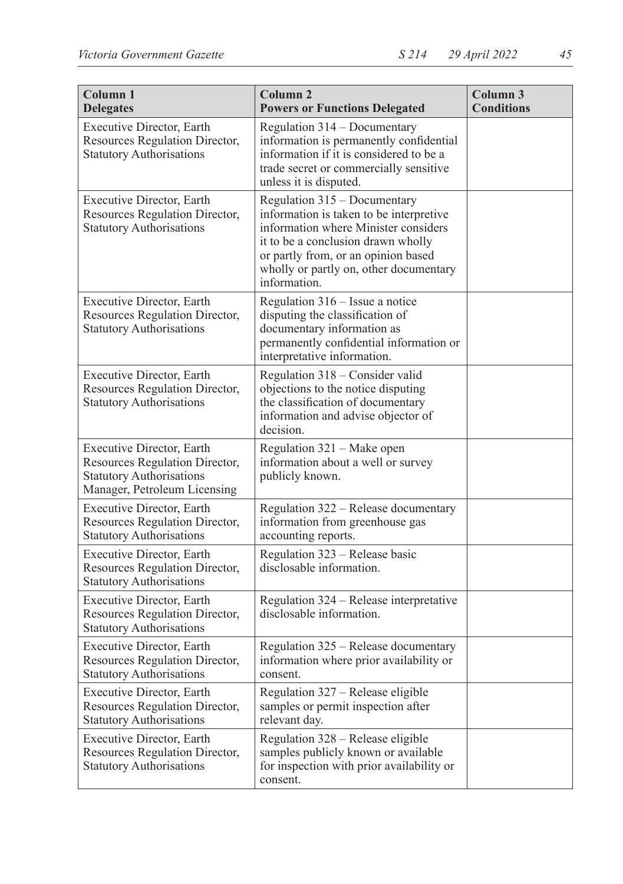| Column 1 Delegates | Column 2 Powers or Functions Delegated | Column 3 Conditions |
|---|---|---|
| Executive Director, Earth Resources Regulation Director, Statutory Authorisations | Regulation 314 – Documentary information is permanently confidential information if it is considered to be a trade secret or commercially sensitive unless it is disputed. | |
| Executive Director, Earth Resources Regulation Director, Statutory Authorisations | Regulation 315 – Documentary information is taken to be interpretive information where Minister considers it to be a conclusion drawn wholly or partly from, or an opinion based wholly or partly on, other documentary information. | |
| Executive Director, Earth Resources Regulation Director, Statutory Authorisations | Regulation 316 – Issue a notice disputing the classification of documentary information as permanently confidential information or interpretative information. | |
| Executive Director, Earth Resources Regulation Director, Statutory Authorisations | Regulation 318 – Consider valid objections to the notice disputing the classification of documentary information and advise objector of decision. | |
| Executive Director, Earth Resources Regulation Director, Statutory Authorisations Manager, Petroleum Licensing | Regulation 321 – Make open information about a well or survey publicly known. | |
| Executive Director, Earth Resources Regulation Director, Statutory Authorisations | Regulation 322 – Release documentary information from greenhouse gas accounting reports. | |
| Executive Director, Earth Resources Regulation Director, Statutory Authorisations | Regulation 323 – Release basic disclosable information. | |
| Executive Director, Earth Resources Regulation Director, Statutory Authorisations | Regulation 324 – Release interpretative disclosable information. | |
| Executive Director, Earth Resources Regulation Director, Statutory Authorisations | Regulation 325 – Release documentary information where prior availability or consent. | |
| Executive Director, Earth Resources Regulation Director, Statutory Authorisations | Regulation 327 – Release eligible samples or permit inspection after relevant day. | |
| Executive Director, Earth Resources Regulation Director, Statutory Authorisations | Regulation 328 – Release eligible samples publicly known or available for inspection with prior availability or consent. | |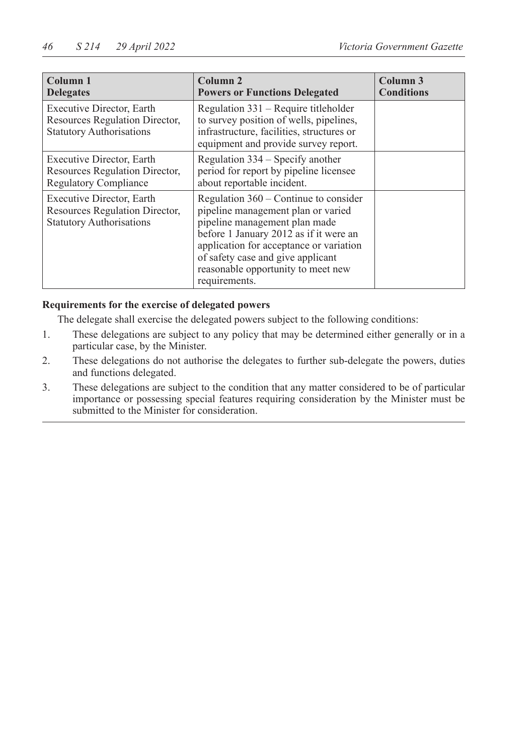| Column 1<br>Delegates | Column 2<br>Powers or Functions Delegated | Column 3<br>Conditions |
|---|---|---|
| Executive Director, Earth Resources Regulation Director, Statutory Authorisations | Regulation 331 – Require titleholder to survey position of wells, pipelines, infrastructure, facilities, structures or equipment and provide survey report. | |
| Executive Director, Earth Resources Regulation Director, Regulatory Compliance | Regulation 334 – Specify another period for report by pipeline licensee about reportable incident. | |
| Executive Director, Earth Resources Regulation Director, Statutory Authorisations | Regulation 360 – Continue to consider pipeline management plan or varied pipeline management plan made before 1 January 2012 as if it were an application for acceptance or variation of safety case and give applicant reasonable opportunity to meet new requirements. | |

**Requirements for the exercise of delegated powers**

The delegate shall exercise the delegated powers subject to the following conditions:

1. These delegations are subject to any policy that may be determined either generally or in a particular case, by the Minister.
2. These delegations do not authorise the delegates to further sub-delegate the powers, duties and functions delegated.
3. These delegations are subject to the condition that any matter considered to be of particular importance or possessing special features requiring consideration by the Minister must be submitted to the Minister for consideration.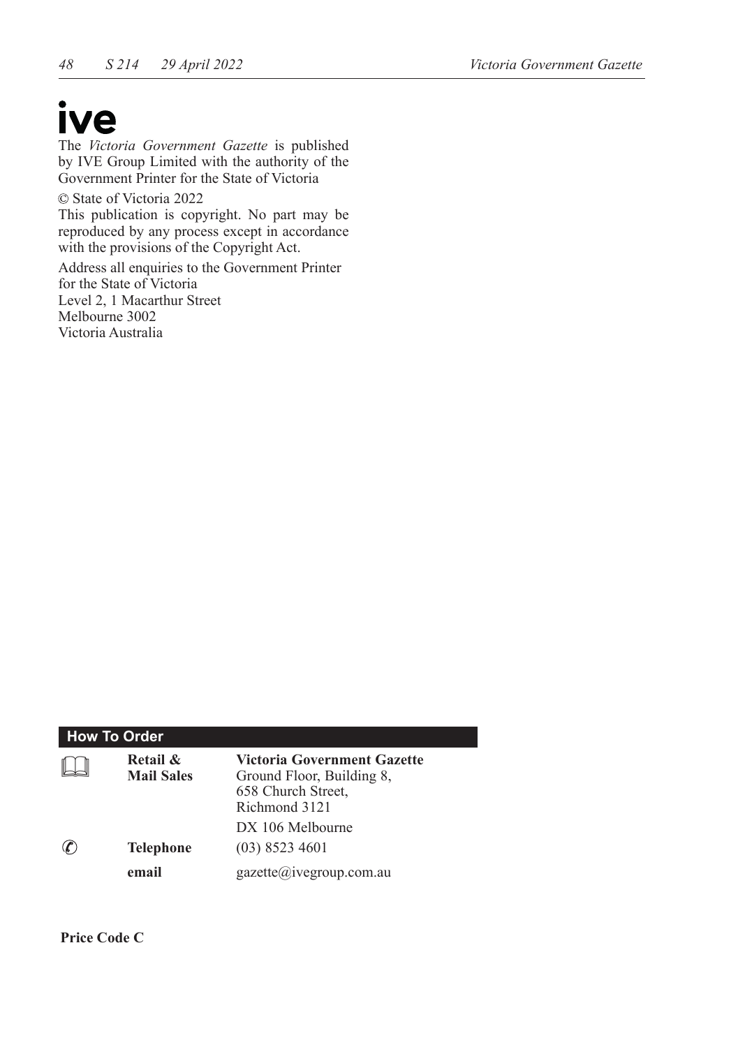ive

The *Victoria Government Gazette* is published by IVE Group Limited with the authority of the Government Printer for the State of Victoria

© State of Victoria 2022

This publication is copyright. No part may be reproduced by any process except in accordance with the provisions of the Copyright Act.

Address all enquiries to the Government Printer for the State of Victoria
Level 2, 1 Macarthur Street
Melbourne 3002
Victoria Australia

## How To Order

| | | |
|---|---|---|
| 🕮 | **Retail & Mail Sales** | **Victoria Government Gazette**<br>Ground Floor, Building 8,<br>658 Church Street,<br>Richmond 3121 |
| | | DX 106 Melbourne |
| ✆ | **Telephone** | (03) 8523 4601 |
| | **email** | gazette@ivegroup.com.au |

**Price Code C**